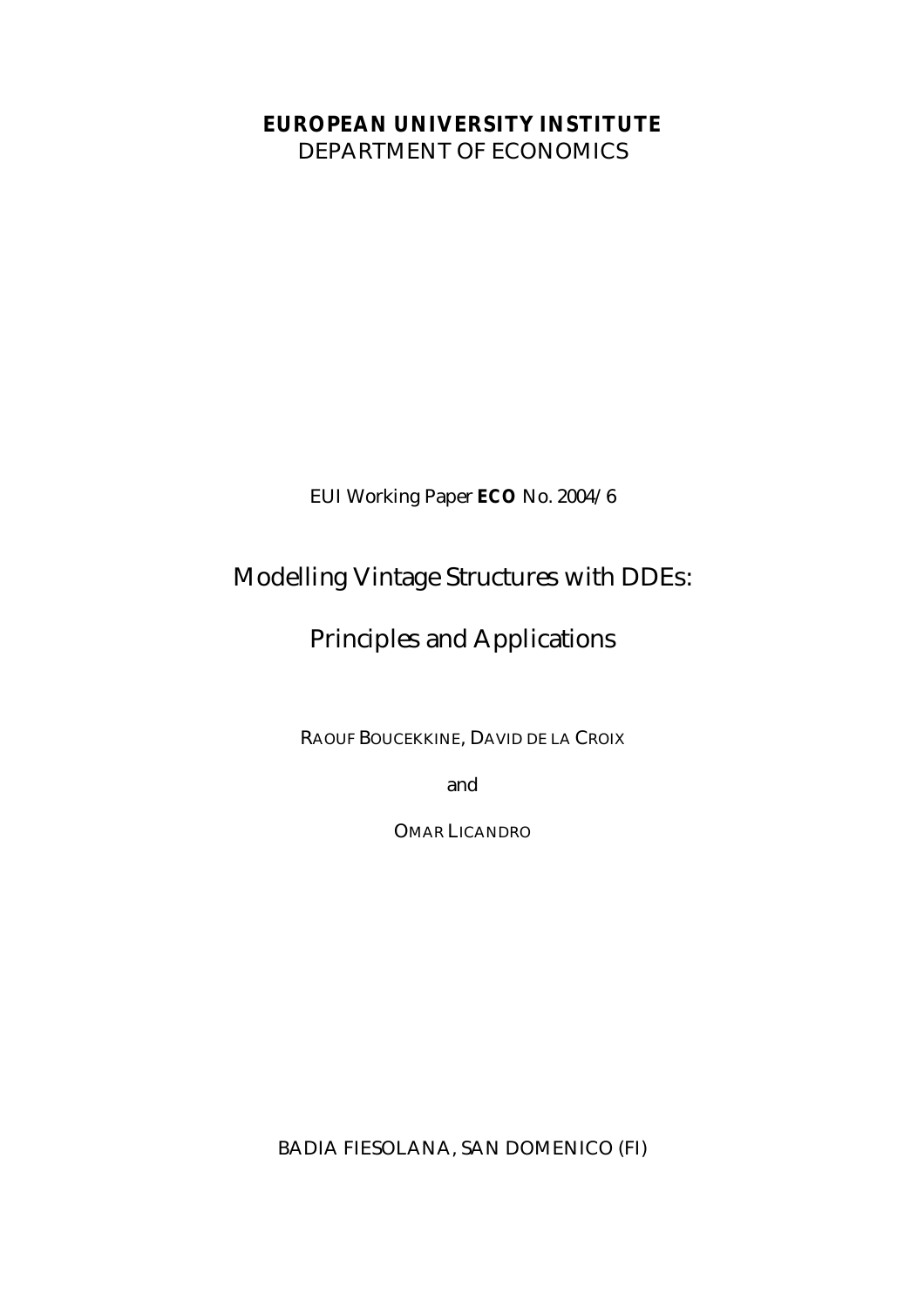**EUROPEAN UNIVERSITY INSTITUTE**
DEPARTMENT OF ECONOMICS

EUI Working Paper **ECO** No. 2004/6

# Modelling Vintage Structures with DDEs:

# Principles and Applications

RAOUF BOUCEKKINE, DAVID DE LA CROIX

and

OMAR LICANDRO

BADIA FIESOLANA, SAN DOMENICO (FI)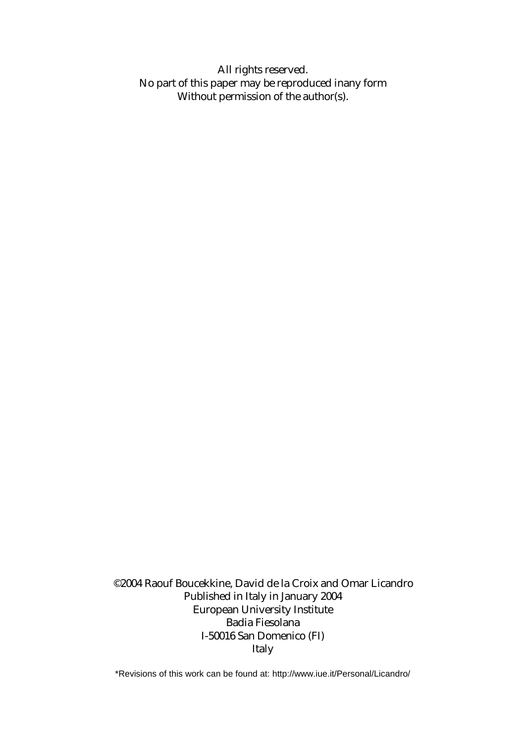All rights reserved.
No part of this paper may be reproduced inany form
Without permission of the author(s).

©2004 Raouf Boucekkine, David de la Croix and Omar Licandro
Published in Italy in January 2004
European University Institute
Badia Fiesolana
I-50016 San Domenico (FI)
Italy

*Revisions of this work can be found at: http://www.iue.it/Personal/Licandro/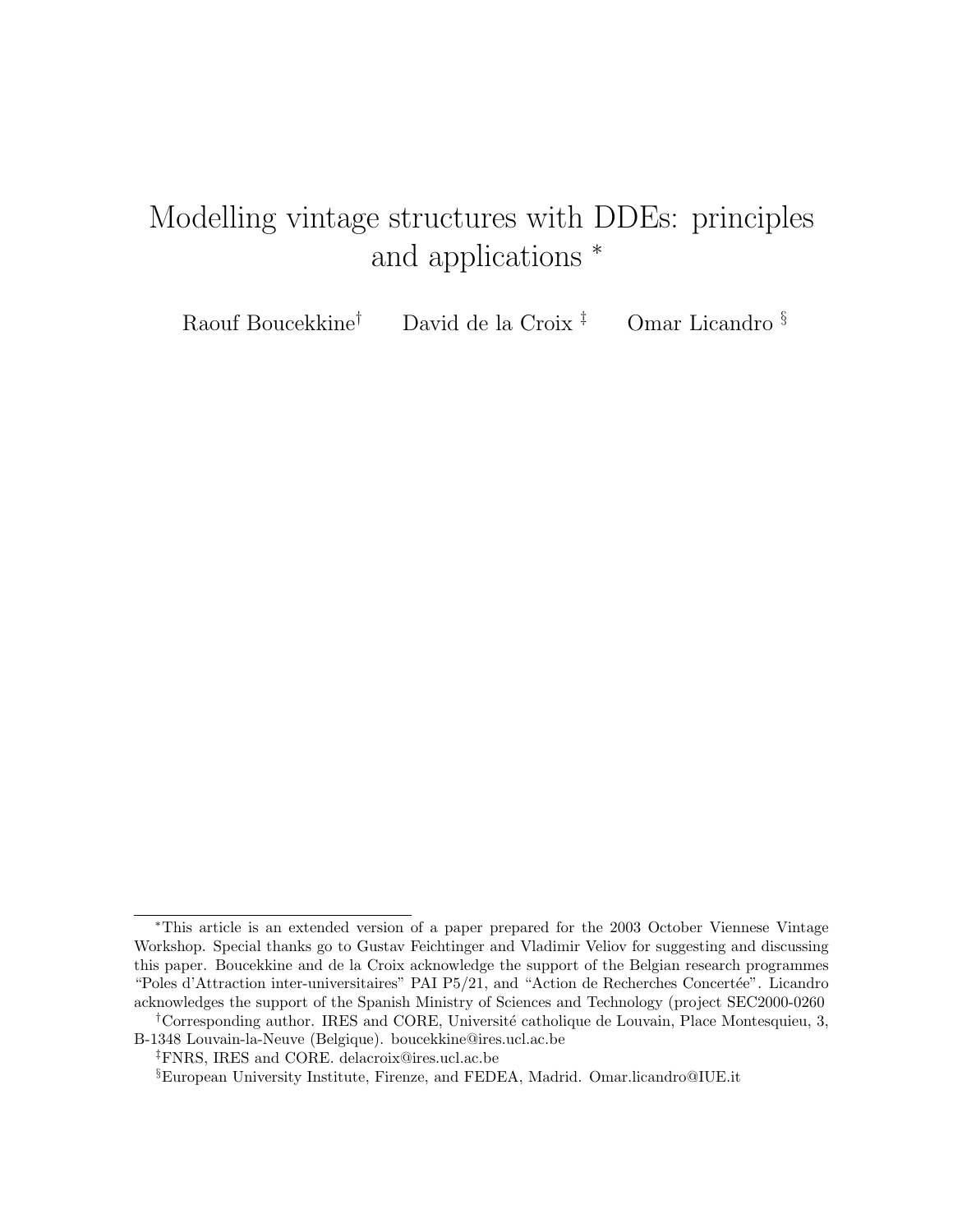# Modelling vintage structures with DDEs: principles and applications *

Raouf Boucekkine[†] David de la Croix [‡] Omar Licandro [§]

*This article is an extended version of a paper prepared for the 2003 October Viennese Vintage Workshop. Special thanks go to Gustav Feichtinger and Vladimir Veliov for suggesting and discussing this paper. Boucekkine and de la Croix acknowledge the support of the Belgian research programmes "Poles d'Attraction inter-universitaires" PAI P5/21, and "Action de Recherches Concertée". Licandro acknowledges the support of the Spanish Ministry of Sciences and Technology (project SEC2000-0260

[†]Corresponding author. IRES and CORE, Université catholique de Louvain, Place Montesquieu, 3, B-1348 Louvain-la-Neuve (Belgique). boucekkine@ires.ucl.ac.be

[‡]FNRS, IRES and CORE. delacroix@ires.ucl.ac.be

[§]European University Institute, Firenze, and FEDEA, Madrid. Omar.licandro@IUE.it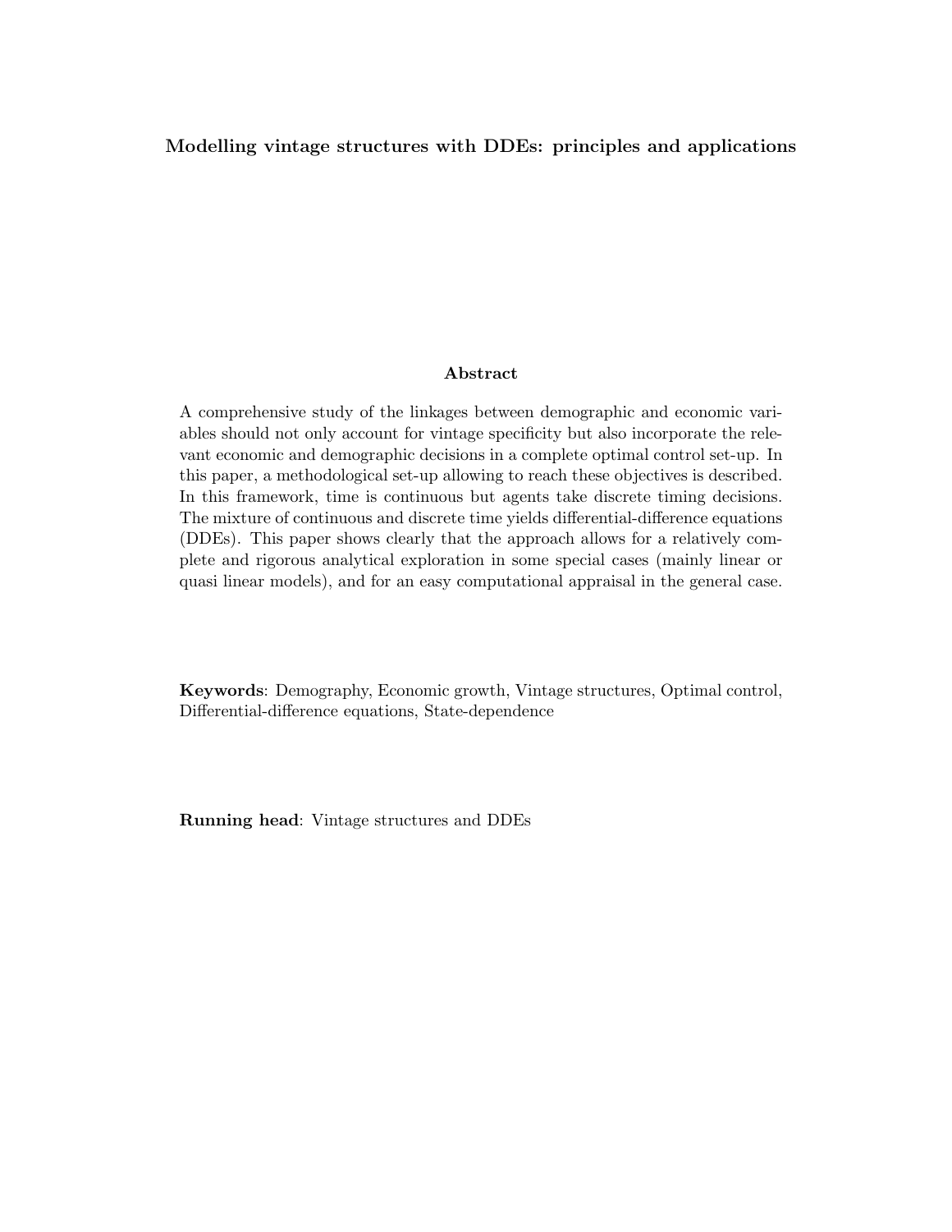**Modelling vintage structures with DDEs: principles and applications**

**Abstract**

A comprehensive study of the linkages between demographic and economic variables should not only account for vintage specificity but also incorporate the relevant economic and demographic decisions in a complete optimal control set-up. In this paper, a methodological set-up allowing to reach these objectives is described. In this framework, time is continuous but agents take discrete timing decisions. The mixture of continuous and discrete time yields differential-difference equations (DDEs). This paper shows clearly that the approach allows for a relatively complete and rigorous analytical exploration in some special cases (mainly linear or quasi linear models), and for an easy computational appraisal in the general case.

**Keywords**: Demography, Economic growth, Vintage structures, Optimal control, Differential-difference equations, State-dependence

**Running head**: Vintage structures and DDEs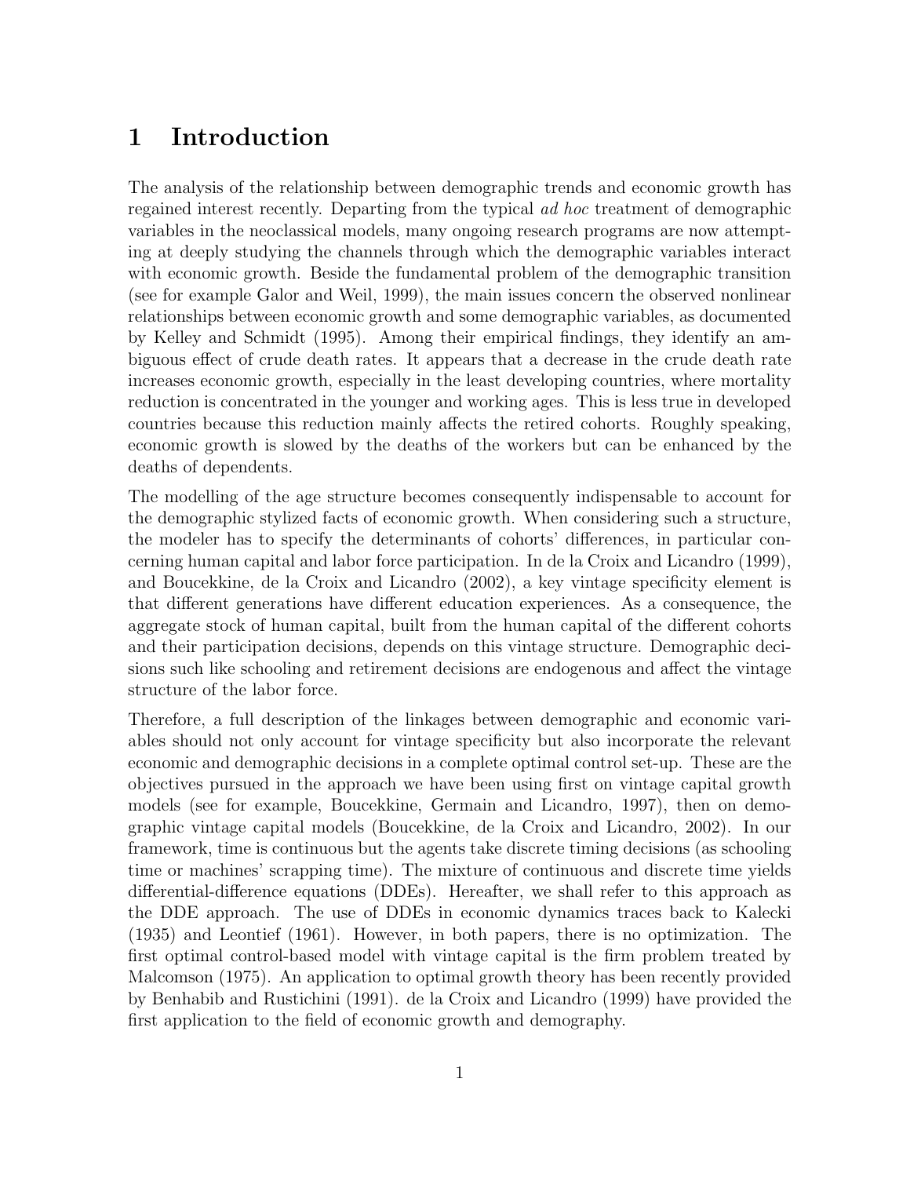# 1 Introduction

The analysis of the relationship between demographic trends and economic growth has regained interest recently. Departing from the typical *ad hoc* treatment of demographic variables in the neoclassical models, many ongoing research programs are now attempting at deeply studying the channels through which the demographic variables interact with economic growth. Beside the fundamental problem of the demographic transition (see for example Galor and Weil, 1999), the main issues concern the observed nonlinear relationships between economic growth and some demographic variables, as documented by Kelley and Schmidt (1995). Among their empirical findings, they identify an ambiguous effect of crude death rates. It appears that a decrease in the crude death rate increases economic growth, especially in the least developing countries, where mortality reduction is concentrated in the younger and working ages. This is less true in developed countries because this reduction mainly affects the retired cohorts. Roughly speaking, economic growth is slowed by the deaths of the workers but can be enhanced by the deaths of dependents.

The modelling of the age structure becomes consequently indispensable to account for the demographic stylized facts of economic growth. When considering such a structure, the modeler has to specify the determinants of cohorts' differences, in particular concerning human capital and labor force participation. In de la Croix and Licandro (1999), and Boucekkine, de la Croix and Licandro (2002), a key vintage specificity element is that different generations have different education experiences. As a consequence, the aggregate stock of human capital, built from the human capital of the different cohorts and their participation decisions, depends on this vintage structure. Demographic decisions such like schooling and retirement decisions are endogenous and affect the vintage structure of the labor force.

Therefore, a full description of the linkages between demographic and economic variables should not only account for vintage specificity but also incorporate the relevant economic and demographic decisions in a complete optimal control set-up. These are the objectives pursued in the approach we have been using first on vintage capital growth models (see for example, Boucekkine, Germain and Licandro, 1997), then on demographic vintage capital models (Boucekkine, de la Croix and Licandro, 2002). In our framework, time is continuous but the agents take discrete timing decisions (as schooling time or machines' scrapping time). The mixture of continuous and discrete time yields differential-difference equations (DDEs). Hereafter, we shall refer to this approach as the DDE approach. The use of DDEs in economic dynamics traces back to Kalecki (1935) and Leontief (1961). However, in both papers, there is no optimization. The first optimal control-based model with vintage capital is the firm problem treated by Malcomson (1975). An application to optimal growth theory has been recently provided by Benhabib and Rustichini (1991). de la Croix and Licandro (1999) have provided the first application to the field of economic growth and demography.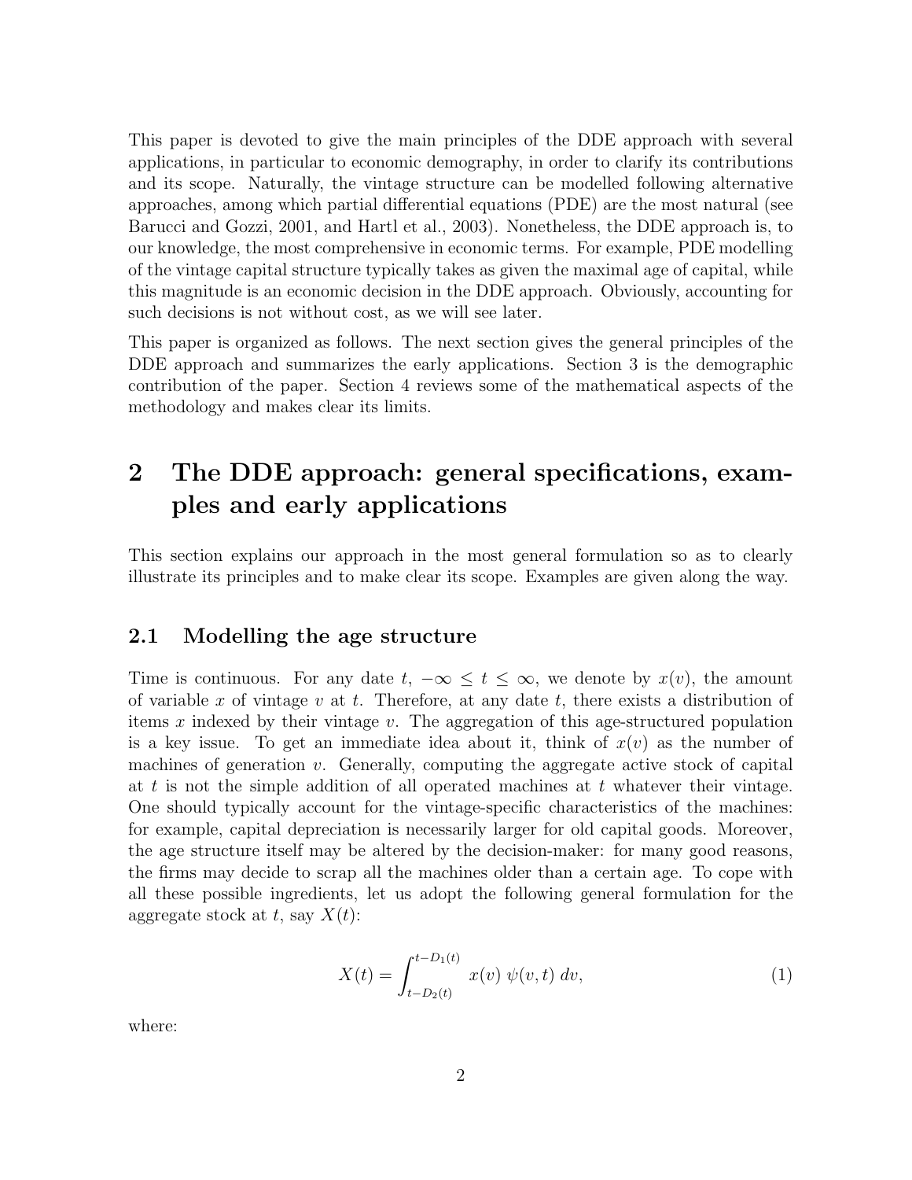This paper is devoted to give the main principles of the DDE approach with several applications, in particular to economic demography, in order to clarify its contributions and its scope. Naturally, the vintage structure can be modelled following alternative approaches, among which partial differential equations (PDE) are the most natural (see Barucci and Gozzi, 2001, and Hartl et al., 2003). Nonetheless, the DDE approach is, to our knowledge, the most comprehensive in economic terms. For example, PDE modelling of the vintage capital structure typically takes as given the maximal age of capital, while this magnitude is an economic decision in the DDE approach. Obviously, accounting for such decisions is not without cost, as we will see later.

This paper is organized as follows. The next section gives the general principles of the DDE approach and summarizes the early applications. Section 3 is the demographic contribution of the paper. Section 4 reviews some of the mathematical aspects of the methodology and makes clear its limits.

# 2 The DDE approach: general specifications, examples and early applications

This section explains our approach in the most general formulation so as to clearly illustrate its principles and to make clear its scope. Examples are given along the way.

## 2.1 Modelling the age structure

Time is continuous. For any date $t$, $-\infty \leq t \leq \infty$, we denote by $x(v)$, the amount of variable $x$ of vintage $v$ at $t$. Therefore, at any date $t$, there exists a distribution of items $x$ indexed by their vintage $v$. The aggregation of this age-structured population is a key issue. To get an immediate idea about it, think of $x(v)$ as the number of machines of generation $v$. Generally, computing the aggregate active stock of capital at $t$ is not the simple addition of all operated machines at $t$ whatever their vintage. One should typically account for the vintage-specific characteristics of the machines: for example, capital depreciation is necessarily larger for old capital goods. Moreover, the age structure itself may be altered by the decision-maker: for many good reasons, the firms may decide to scrap all the machines older than a certain age. To cope with all these possible ingredients, let us adopt the following general formulation for the aggregate stock at $t$, say $X(t)$:

$$X(t) = \int_{t-D_2(t)}^{t-D_1(t)} x(v)\, \psi(v,t)\, dv, \tag{1}$$

where: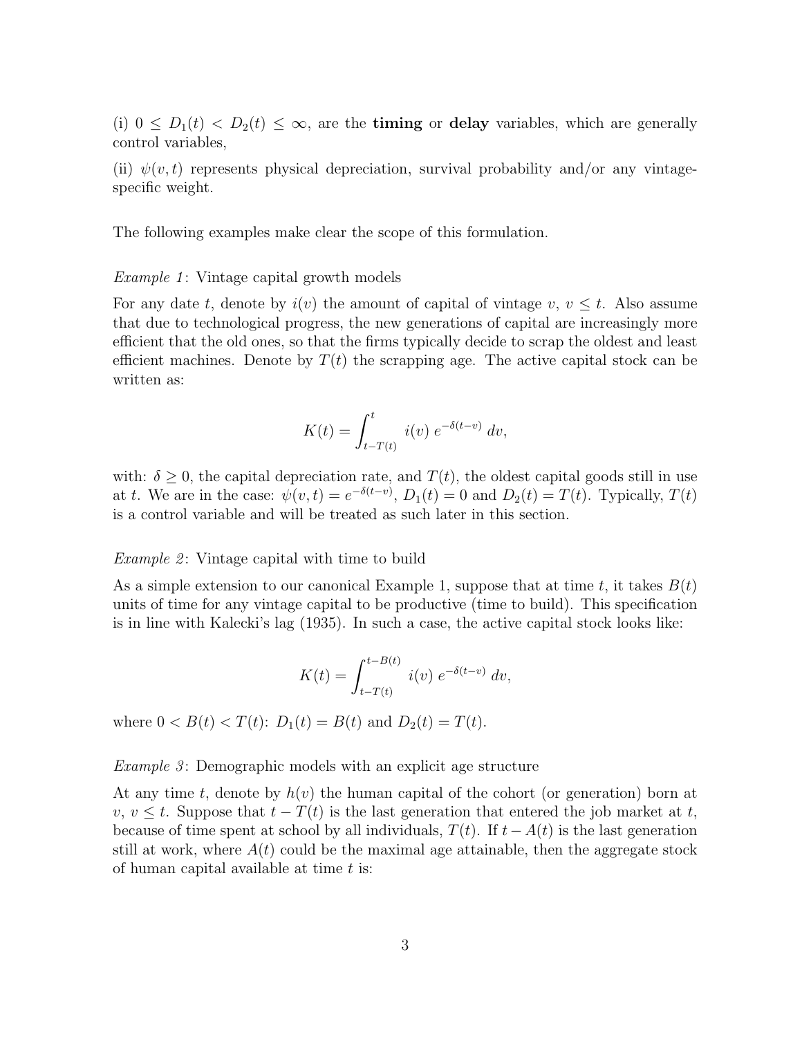(i) $0 \leq D_1(t) < D_2(t) \leq \infty$, are the **timing** or **delay** variables, which are generally control variables,

(ii) $\psi(v, t)$ represents physical depreciation, survival probability and/or any vintage-specific weight.

The following examples make clear the scope of this formulation.

*Example 1*: Vintage capital growth models

For any date $t$, denote by $i(v)$ the amount of capital of vintage $v$, $v \leq t$. Also assume that due to technological progress, the new generations of capital are increasingly more efficient that the old ones, so that the firms typically decide to scrap the oldest and least efficient machines. Denote by $T(t)$ the scrapping age. The active capital stock can be written as:

$$K(t) = \int_{t-T(t)}^{t} i(v)\, e^{-\delta(t-v)}\, dv,$$

with: $\delta \geq 0$, the capital depreciation rate, and $T(t)$, the oldest capital goods still in use at $t$. We are in the case: $\psi(v, t) = e^{-\delta(t-v)}$, $D_1(t) = 0$ and $D_2(t) = T(t)$. Typically, $T(t)$ is a control variable and will be treated as such later in this section.

*Example 2*: Vintage capital with time to build

As a simple extension to our canonical Example 1, suppose that at time $t$, it takes $B(t)$ units of time for any vintage capital to be productive (time to build). This specification is in line with Kalecki's lag (1935). In such a case, the active capital stock looks like:

$$K(t) = \int_{t-T(t)}^{t-B(t)} i(v)\, e^{-\delta(t-v)}\, dv,$$

where $0 < B(t) < T(t)$: $D_1(t) = B(t)$ and $D_2(t) = T(t)$.

*Example 3*: Demographic models with an explicit age structure

At any time $t$, denote by $h(v)$ the human capital of the cohort (or generation) born at $v$, $v \leq t$. Suppose that $t - T(t)$ is the last generation that entered the job market at $t$, because of time spent at school by all individuals, $T(t)$. If $t - A(t)$ is the last generation still at work, where $A(t)$ could be the maximal age attainable, then the aggregate stock of human capital available at time $t$ is: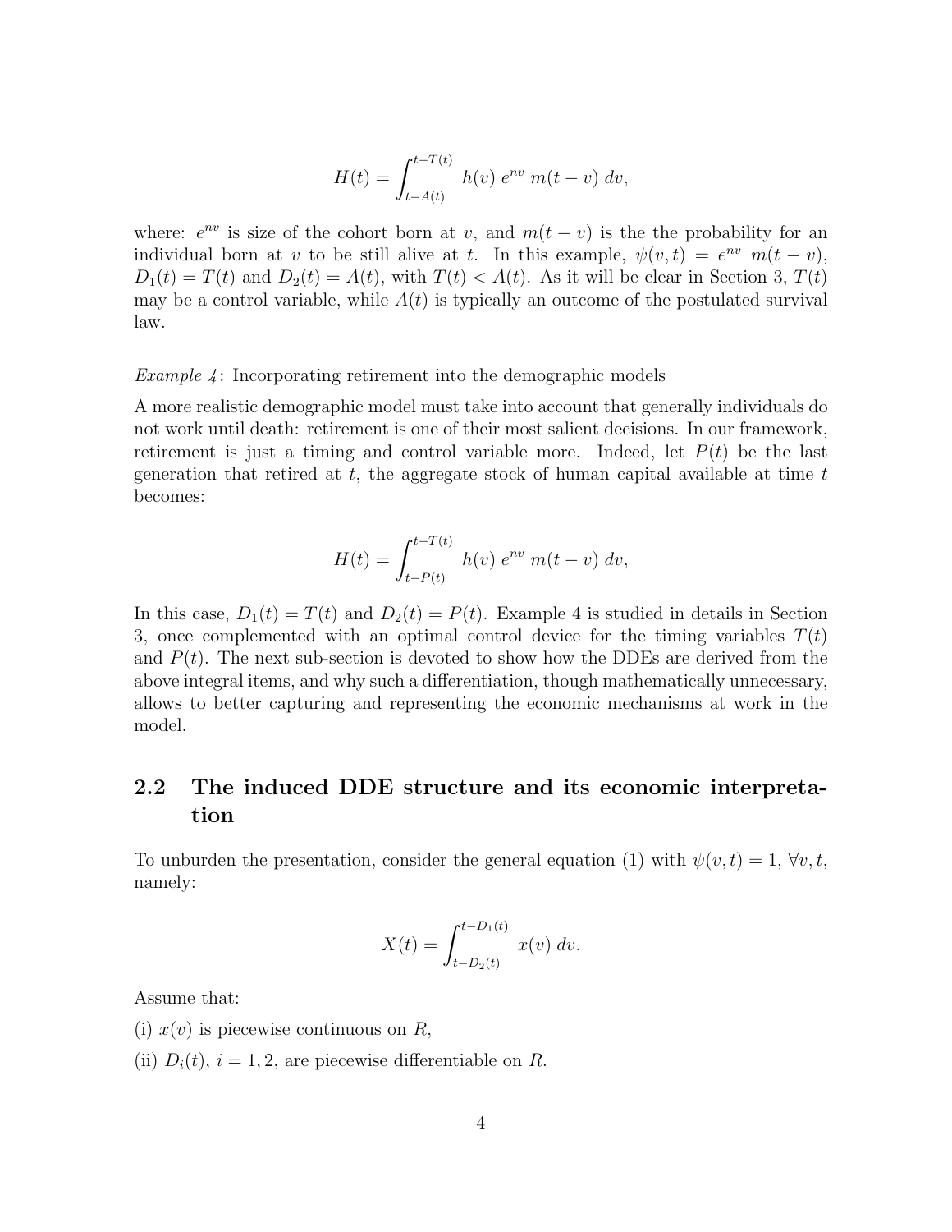$$H(t) = \int_{t-A(t)}^{t-T(t)} h(v)\, e^{nv}\, m(t-v)\, dv,$$

where: $e^{nv}$ is size of the cohort born at $v$, and $m(t-v)$ is the the probability for an individual born at $v$ to be still alive at $t$. In this example, $\psi(v,t) = e^{nv}\, m(t-v)$, $D_1(t) = T(t)$ and $D_2(t) = A(t)$, with $T(t) < A(t)$. As it will be clear in Section 3, $T(t)$ may be a control variable, while $A(t)$ is typically an outcome of the postulated survival law.

*Example 4*: Incorporating retirement into the demographic models

A more realistic demographic model must take into account that generally individuals do not work until death: retirement is one of their most salient decisions. In our framework, retirement is just a timing and control variable more. Indeed, let $P(t)$ be the last generation that retired at $t$, the aggregate stock of human capital available at time $t$ becomes:

$$H(t) = \int_{t-P(t)}^{t-T(t)} h(v)\, e^{nv}\, m(t-v)\, dv,$$

In this case, $D_1(t) = T(t)$ and $D_2(t) = P(t)$. Example 4 is studied in details in Section 3, once complemented with an optimal control device for the timing variables $T(t)$ and $P(t)$. The next sub-section is devoted to show how the DDEs are derived from the above integral items, and why such a differentiation, though mathematically unnecessary, allows to better capturing and representing the economic mechanisms at work in the model.

## 2.2 The induced DDE structure and its economic interpretation

To unburden the presentation, consider the general equation (1) with $\psi(v,t) = 1$, $\forall v, t$, namely:

$$X(t) = \int_{t-D_2(t)}^{t-D_1(t)} x(v)\, dv.$$

Assume that:

(i) $x(v)$ is piecewise continuous on $R$,

(ii) $D_i(t)$, $i = 1, 2$, are piecewise differentiable on $R$.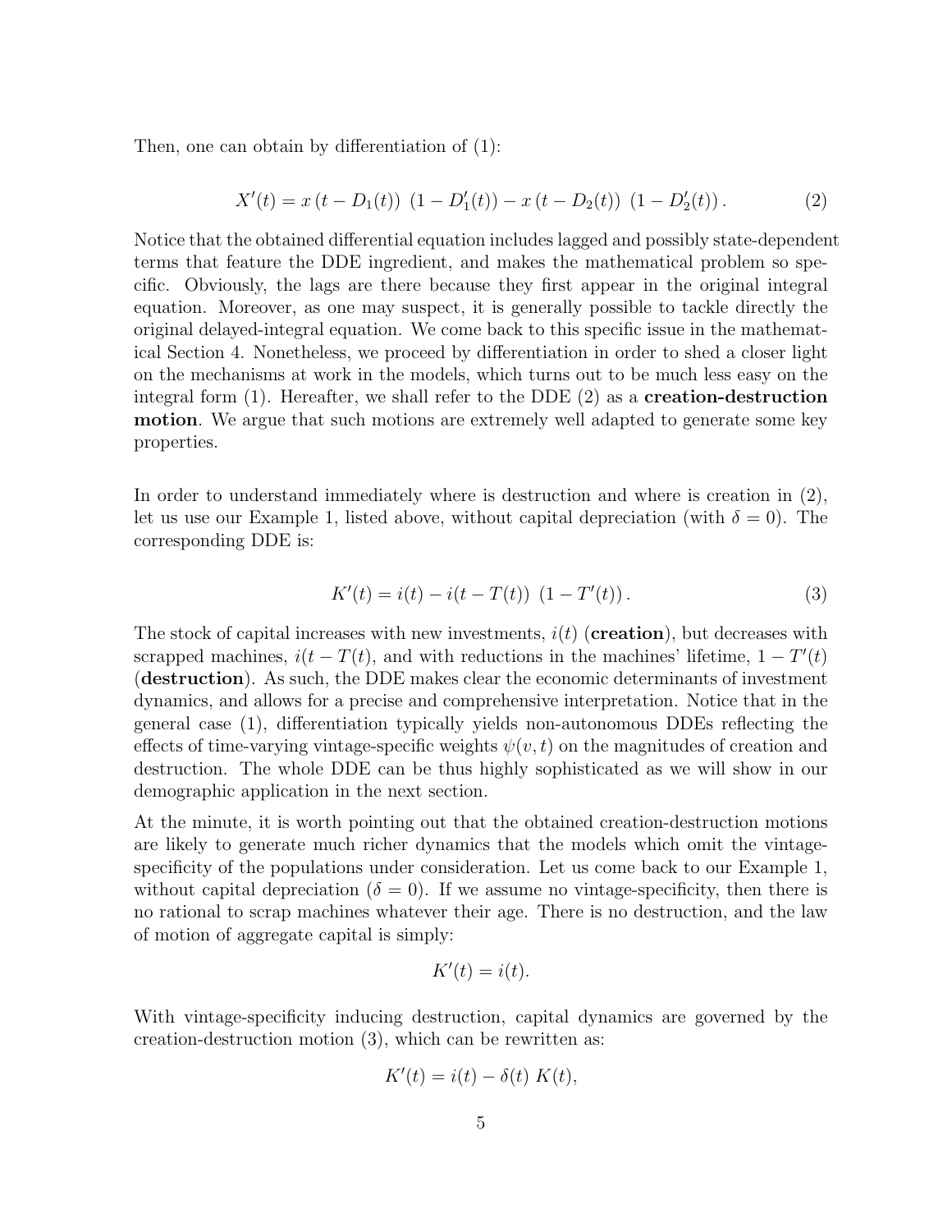Then, one can obtain by differentiation of (1):

$$X'(t) = x\left(t - D_1(t)\right)\ \left(1 - D_1'(t)\right) - x\left(t - D_2(t)\right)\ \left(1 - D_2'(t)\right). \tag{2}$$

Notice that the obtained differential equation includes lagged and possibly state-dependent terms that feature the DDE ingredient, and makes the mathematical problem so specific. Obviously, the lags are there because they first appear in the original integral equation. Moreover, as one may suspect, it is generally possible to tackle directly the original delayed-integral equation. We come back to this specific issue in the mathematical Section 4. Nonetheless, we proceed by differentiation in order to shed a closer light on the mechanisms at work in the models, which turns out to be much less easy on the integral form (1). Hereafter, we shall refer to the DDE (2) as a **creation-destruction motion**. We argue that such motions are extremely well adapted to generate some key properties.

In order to understand immediately where is destruction and where is creation in (2), let us use our Example 1, listed above, without capital depreciation (with $\delta = 0$). The corresponding DDE is:

$$K'(t) = i(t) - i(t - T(t))\ \left(1 - T'(t)\right). \tag{3}$$

The stock of capital increases with new investments, $i(t)$ (**creation**), but decreases with scrapped machines, $i(t - T(t)$, and with reductions in the machines' lifetime, $1 - T'(t)$ (**destruction**). As such, the DDE makes clear the economic determinants of investment dynamics, and allows for a precise and comprehensive interpretation. Notice that in the general case (1), differentiation typically yields non-autonomous DDEs reflecting the effects of time-varying vintage-specific weights $\psi(v, t)$ on the magnitudes of creation and destruction. The whole DDE can be thus highly sophisticated as we will show in our demographic application in the next section.

At the minute, it is worth pointing out that the obtained creation-destruction motions are likely to generate much richer dynamics that the models which omit the vintage-specificity of the populations under consideration. Let us come back to our Example 1, without capital depreciation ($\delta = 0$). If we assume no vintage-specificity, then there is no rational to scrap machines whatever their age. There is no destruction, and the law of motion of aggregate capital is simply:

$$K'(t) = i(t).$$

With vintage-specificity inducing destruction, capital dynamics are governed by the creation-destruction motion (3), which can be rewritten as:

$$K'(t) = i(t) - \delta(t)\ K(t),$$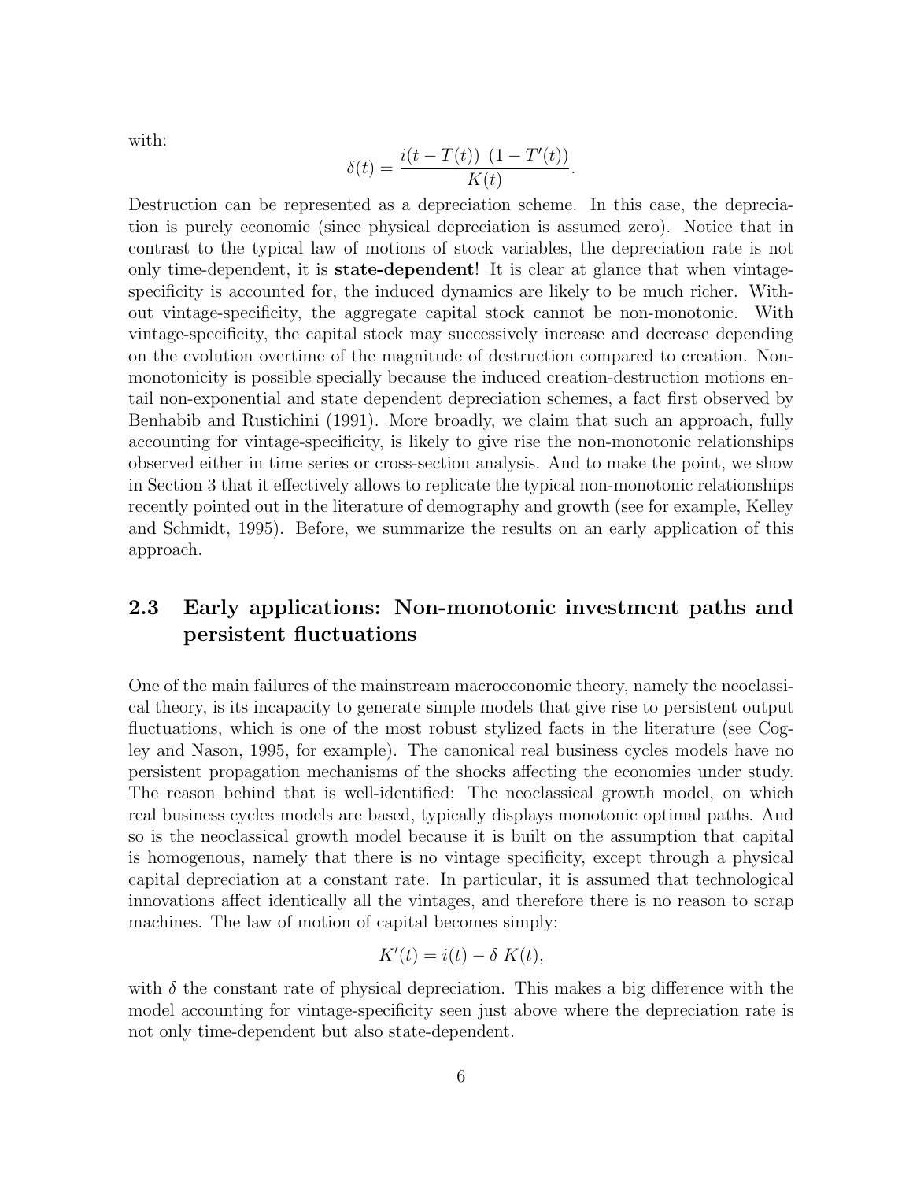with:

$$\delta(t) = \frac{i(t - T(t)) \; (1 - T'(t))}{K(t)}.$$

Destruction can be represented as a depreciation scheme. In this case, the depreciation is purely economic (since physical depreciation is assumed zero). Notice that in contrast to the typical law of motions of stock variables, the depreciation rate is not only time-dependent, it is **state-dependent**! It is clear at glance that when vintage-specificity is accounted for, the induced dynamics are likely to be much richer. Without vintage-specificity, the aggregate capital stock cannot be non-monotonic. With vintage-specificity, the capital stock may successively increase and decrease depending on the evolution overtime of the magnitude of destruction compared to creation. Non-monotonicity is possible specially because the induced creation-destruction motions entail non-exponential and state dependent depreciation schemes, a fact first observed by Benhabib and Rustichini (1991). More broadly, we claim that such an approach, fully accounting for vintage-specificity, is likely to give rise the non-monotonic relationships observed either in time series or cross-section analysis. And to make the point, we show in Section 3 that it effectively allows to replicate the typical non-monotonic relationships recently pointed out in the literature of demography and growth (see for example, Kelley and Schmidt, 1995). Before, we summarize the results on an early application of this approach.

## 2.3 Early applications: Non-monotonic investment paths and persistent fluctuations

One of the main failures of the mainstream macroeconomic theory, namely the neoclassical theory, is its incapacity to generate simple models that give rise to persistent output fluctuations, which is one of the most robust stylized facts in the literature (see Cogley and Nason, 1995, for example). The canonical real business cycles models have no persistent propagation mechanisms of the shocks affecting the economies under study. The reason behind that is well-identified: The neoclassical growth model, on which real business cycles models are based, typically displays monotonic optimal paths. And so is the neoclassical growth model because it is built on the assumption that capital is homogenous, namely that there is no vintage specificity, except through a physical capital depreciation at a constant rate. In particular, it is assumed that technological innovations affect identically all the vintages, and therefore there is no reason to scrap machines. The law of motion of capital becomes simply:

$$K'(t) = i(t) - \delta \; K(t),$$

with $\delta$ the constant rate of physical depreciation. This makes a big difference with the model accounting for vintage-specificity seen just above where the depreciation rate is not only time-dependent but also state-dependent.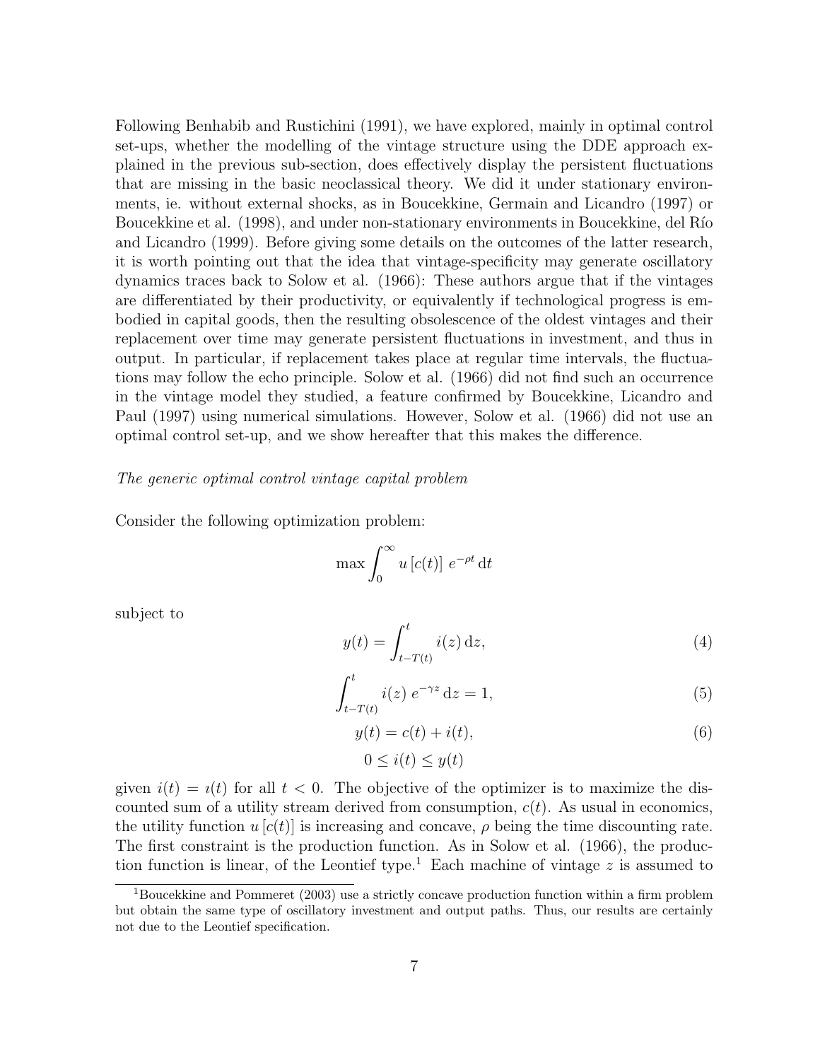Following Benhabib and Rustichini (1991), we have explored, mainly in optimal control set-ups, whether the modelling of the vintage structure using the DDE approach explained in the previous sub-section, does effectively display the persistent fluctuations that are missing in the basic neoclassical theory. We did it under stationary environments, ie. without external shocks, as in Boucekkine, Germain and Licandro (1997) or Boucekkine et al. (1998), and under non-stationary environments in Boucekkine, del Río and Licandro (1999). Before giving some details on the outcomes of the latter research, it is worth pointing out that the idea that vintage-specificity may generate oscillatory dynamics traces back to Solow et al. (1966): These authors argue that if the vintages are differentiated by their productivity, or equivalently if technological progress is embodied in capital goods, then the resulting obsolescence of the oldest vintages and their replacement over time may generate persistent fluctuations in investment, and thus in output. In particular, if replacement takes place at regular time intervals, the fluctuations may follow the echo principle. Solow et al. (1966) did not find such an occurrence in the vintage model they studied, a feature confirmed by Boucekkine, Licandro and Paul (1997) using numerical simulations. However, Solow et al. (1966) did not use an optimal control set-up, and we show hereafter that this makes the difference.

*The generic optimal control vintage capital problem*

Consider the following optimization problem:

$$\max \int_0^\infty u\left[c(t)\right]\, e^{-\rho t}\, \mathrm{d}t$$

subject to

$$y(t) = \int_{t-T(t)}^{t} i(z)\, \mathrm{d}z, \tag{4}$$

$$\int_{t-T(t)}^{t} i(z)\, e^{-\gamma z}\, \mathrm{d}z = 1, \tag{5}$$

$$y(t) = c(t) + i(t), \tag{6}$$

$$0 \leq i(t) \leq y(t)$$

given $i(t) = \imath(t)$ for all $t < 0$. The objective of the optimizer is to maximize the discounted sum of a utility stream derived from consumption, $c(t)$. As usual in economics, the utility function $u\left[c(t)\right]$ is increasing and concave, $\rho$ being the time discounting rate. The first constraint is the production function. As in Solow et al. (1966), the production function is linear, of the Leontief type.[1] Each machine of vintage $z$ is assumed to

[1] Boucekkine and Pommeret (2003) use a strictly concave production function within a firm problem but obtain the same type of oscillatory investment and output paths. Thus, our results are certainly not due to the Leontief specification.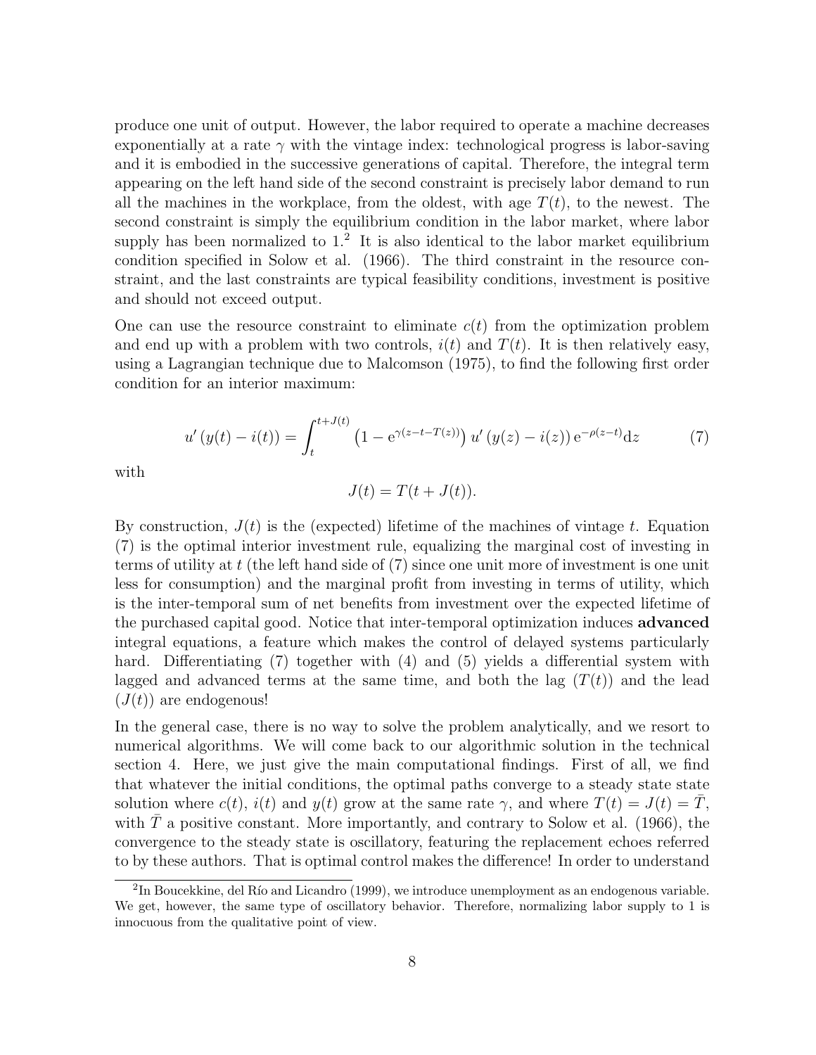produce one unit of output. However, the labor required to operate a machine decreases exponentially at a rate $\gamma$ with the vintage index: technological progress is labor-saving and it is embodied in the successive generations of capital. Therefore, the integral term appearing on the left hand side of the second constraint is precisely labor demand to run all the machines in the workplace, from the oldest, with age $T(t)$, to the newest. The second constraint is simply the equilibrium condition in the labor market, where labor supply has been normalized to 1.[2] It is also identical to the labor market equilibrium condition specified in Solow et al. (1966). The third constraint in the resource constraint, and the last constraints are typical feasibility conditions, investment is positive and should not exceed output.

One can use the resource constraint to eliminate $c(t)$ from the optimization problem and end up with a problem with two controls, $i(t)$ and $T(t)$. It is then relatively easy, using a Lagrangian technique due to Malcomson (1975), to find the following first order condition for an interior maximum:

$$u'\left(y(t) - i(t)\right) = \int_t^{t+J(t)} \left(1 - \mathrm{e}^{\gamma(z-t-T(z))}\right) u'\left(y(z) - i(z)\right) \mathrm{e}^{-\rho(z-t)} \mathrm{d}z \qquad (7)$$

with

$$J(t) = T(t + J(t)).$$

By construction, $J(t)$ is the (expected) lifetime of the machines of vintage $t$. Equation (7) is the optimal interior investment rule, equalizing the marginal cost of investing in terms of utility at $t$ (the left hand side of (7) since one unit more of investment is one unit less for consumption) and the marginal profit from investing in terms of utility, which is the inter-temporal sum of net benefits from investment over the expected lifetime of the purchased capital good. Notice that inter-temporal optimization induces **advanced** integral equations, a feature which makes the control of delayed systems particularly hard. Differentiating (7) together with (4) and (5) yields a differential system with lagged and advanced terms at the same time, and both the lag ($T(t)$) and the lead ($J(t)$) are endogenous!

In the general case, there is no way to solve the problem analytically, and we resort to numerical algorithms. We will come back to our algorithmic solution in the technical section 4. Here, we just give the main computational findings. First of all, we find that whatever the initial conditions, the optimal paths converge to a steady state state solution where $c(t)$, $i(t)$ and $y(t)$ grow at the same rate $\gamma$, and where $T(t) = J(t) = \bar{T}$, with $\bar{T}$ a positive constant. More importantly, and contrary to Solow et al. (1966), the convergence to the steady state is oscillatory, featuring the replacement echoes referred to by these authors. That is optimal control makes the difference! In order to understand

[2] In Boucekkine, del Río and Licandro (1999), we introduce unemployment as an endogenous variable. We get, however, the same type of oscillatory behavior. Therefore, normalizing labor supply to 1 is innocuous from the qualitative point of view.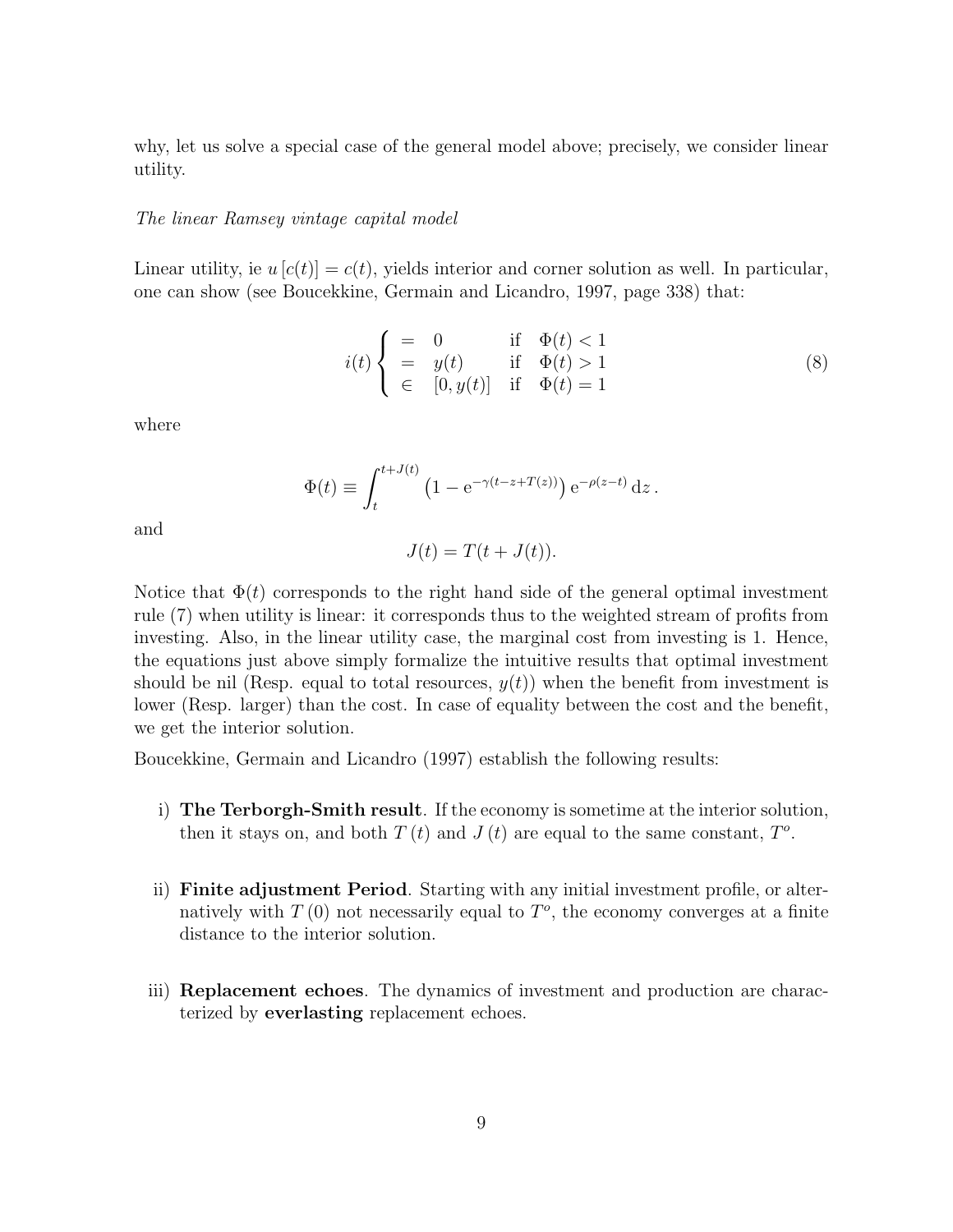why, let us solve a special case of the general model above; precisely, we consider linear utility.

*The linear Ramsey vintage capital model*

Linear utility, ie $u\left[c(t)\right] = c(t)$, yields interior and corner solution as well. In particular, one can show (see Boucekkine, Germain and Licandro, 1997, page 338) that:

$$
i(t) \left\{ \begin{array}{lll} = & 0 & \text{if} \quad \Phi(t) < 1 \\ = & y(t) & \text{if} \quad \Phi(t) > 1 \\ \in & [0, y(t)] & \text{if} \quad \Phi(t) = 1 \end{array} \right. \tag{8}
$$

where

$$
\Phi(t) \equiv \int_t^{t+J(t)} \left(1 - \mathrm{e}^{-\gamma(t-z+T(z))}\right) \mathrm{e}^{-\rho(z-t)} \, \mathrm{d}z \, .
$$

and

$$
J(t) = T(t + J(t)).
$$

Notice that $\Phi(t)$ corresponds to the right hand side of the general optimal investment rule (7) when utility is linear: it corresponds thus to the weighted stream of profits from investing. Also, in the linear utility case, the marginal cost from investing is 1. Hence, the equations just above simply formalize the intuitive results that optimal investment should be nil (Resp. equal to total resources, $y(t)$) when the benefit from investment is lower (Resp. larger) than the cost. In case of equality between the cost and the benefit, we get the interior solution.

Boucekkine, Germain and Licandro (1997) establish the following results:

i) **The Terborgh-Smith result**. If the economy is sometime at the interior solution, then it stays on, and both $T(t)$ and $J(t)$ are equal to the same constant, $T^o$.

ii) **Finite adjustment Period**. Starting with any initial investment profile, or alternatively with $T(0)$ not necessarily equal to $T^o$, the economy converges at a finite distance to the interior solution.

iii) **Replacement echoes**. The dynamics of investment and production are characterized by **everlasting** replacement echoes.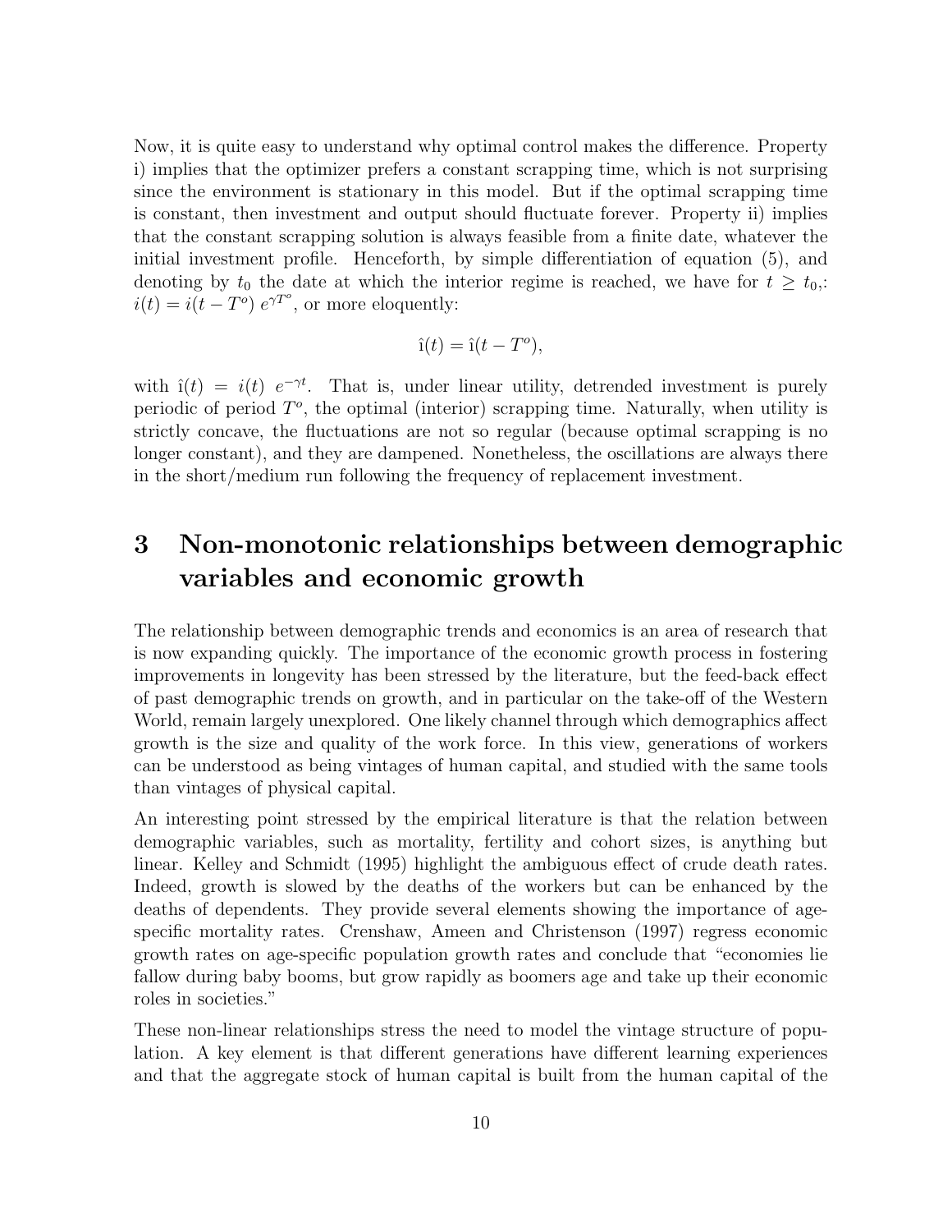Now, it is quite easy to understand why optimal control makes the difference. Property i) implies that the optimizer prefers a constant scrapping time, which is not surprising since the environment is stationary in this model. But if the optimal scrapping time is constant, then investment and output should fluctuate forever. Property ii) implies that the constant scrapping solution is always feasible from a finite date, whatever the initial investment profile. Henceforth, by simple differentiation of equation (5), and denoting by $t_0$ the date at which the interior regime is reached, we have for $t \geq t_0$,: $i(t) = i(t - T^o)\, e^{\gamma T^o}$, or more eloquently:

$$\hat{\imath}(t) = \hat{\imath}(t - T^o),$$

with $\hat{\imath}(t) = i(t)\ e^{-\gamma t}$. That is, under linear utility, detrended investment is purely periodic of period $T^o$, the optimal (interior) scrapping time. Naturally, when utility is strictly concave, the fluctuations are not so regular (because optimal scrapping is no longer constant), and they are dampened. Nonetheless, the oscillations are always there in the short/medium run following the frequency of replacement investment.

# 3 Non-monotonic relationships between demographic variables and economic growth

The relationship between demographic trends and economics is an area of research that is now expanding quickly. The importance of the economic growth process in fostering improvements in longevity has been stressed by the literature, but the feed-back effect of past demographic trends on growth, and in particular on the take-off of the Western World, remain largely unexplored. One likely channel through which demographics affect growth is the size and quality of the work force. In this view, generations of workers can be understood as being vintages of human capital, and studied with the same tools than vintages of physical capital.

An interesting point stressed by the empirical literature is that the relation between demographic variables, such as mortality, fertility and cohort sizes, is anything but linear. Kelley and Schmidt (1995) highlight the ambiguous effect of crude death rates. Indeed, growth is slowed by the deaths of the workers but can be enhanced by the deaths of dependents. They provide several elements showing the importance of age-specific mortality rates. Crenshaw, Ameen and Christenson (1997) regress economic growth rates on age-specific population growth rates and conclude that "economies lie fallow during baby booms, but grow rapidly as boomers age and take up their economic roles in societies."

These non-linear relationships stress the need to model the vintage structure of population. A key element is that different generations have different learning experiences and that the aggregate stock of human capital is built from the human capital of the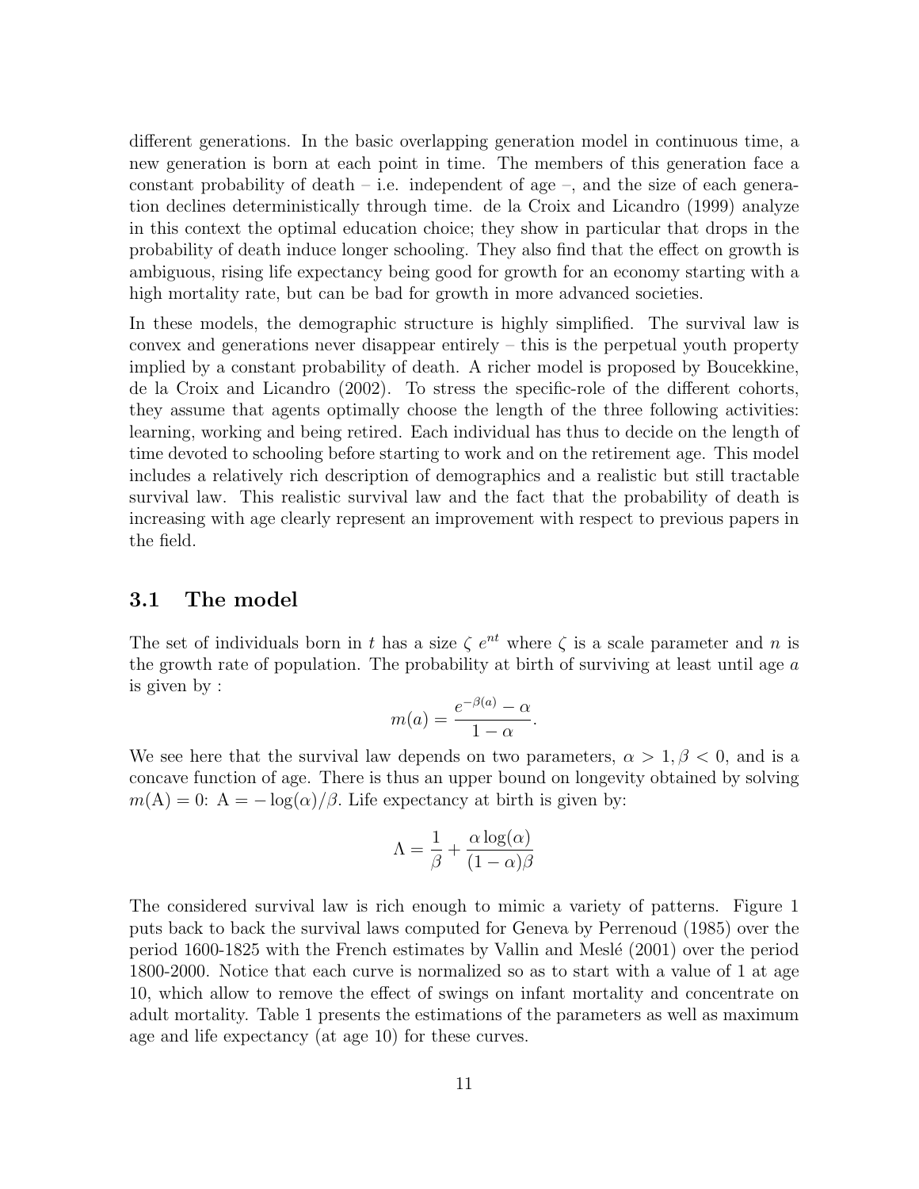different generations. In the basic overlapping generation model in continuous time, a new generation is born at each point in time. The members of this generation face a constant probability of death – i.e. independent of age –, and the size of each generation declines deterministically through time. de la Croix and Licandro (1999) analyze in this context the optimal education choice; they show in particular that drops in the probability of death induce longer schooling. They also find that the effect on growth is ambiguous, rising life expectancy being good for growth for an economy starting with a high mortality rate, but can be bad for growth in more advanced societies.

In these models, the demographic structure is highly simplified. The survival law is convex and generations never disappear entirely – this is the perpetual youth property implied by a constant probability of death. A richer model is proposed by Boucekkine, de la Croix and Licandro (2002). To stress the specific-role of the different cohorts, they assume that agents optimally choose the length of the three following activities: learning, working and being retired. Each individual has thus to decide on the length of time devoted to schooling before starting to work and on the retirement age. This model includes a relatively rich description of demographics and a realistic but still tractable survival law. This realistic survival law and the fact that the probability of death is increasing with age clearly represent an improvement with respect to previous papers in the field.

## 3.1 The model

The set of individuals born in $t$ has a size $\zeta\ e^{nt}$ where $\zeta$ is a scale parameter and $n$ is the growth rate of population. The probability at birth of surviving at least until age $a$ is given by :

$$m(a) = \frac{e^{-\beta(a)} - \alpha}{1 - \alpha}.$$

We see here that the survival law depends on two parameters, $\alpha > 1, \beta < 0$, and is a concave function of age. There is thus an upper bound on longevity obtained by solving $m(\mathrm{A}) = 0$: $\mathrm{A} = -\log(\alpha)/\beta$. Life expectancy at birth is given by:

$$\Lambda = \frac{1}{\beta} + \frac{\alpha \log(\alpha)}{(1-\alpha)\beta}$$

The considered survival law is rich enough to mimic a variety of patterns. Figure 1 puts back to back the survival laws computed for Geneva by Perrenoud (1985) over the period 1600-1825 with the French estimates by Vallin and Meslé (2001) over the period 1800-2000. Notice that each curve is normalized so as to start with a value of 1 at age 10, which allow to remove the effect of swings on infant mortality and concentrate on adult mortality. Table 1 presents the estimations of the parameters as well as maximum age and life expectancy (at age 10) for these curves.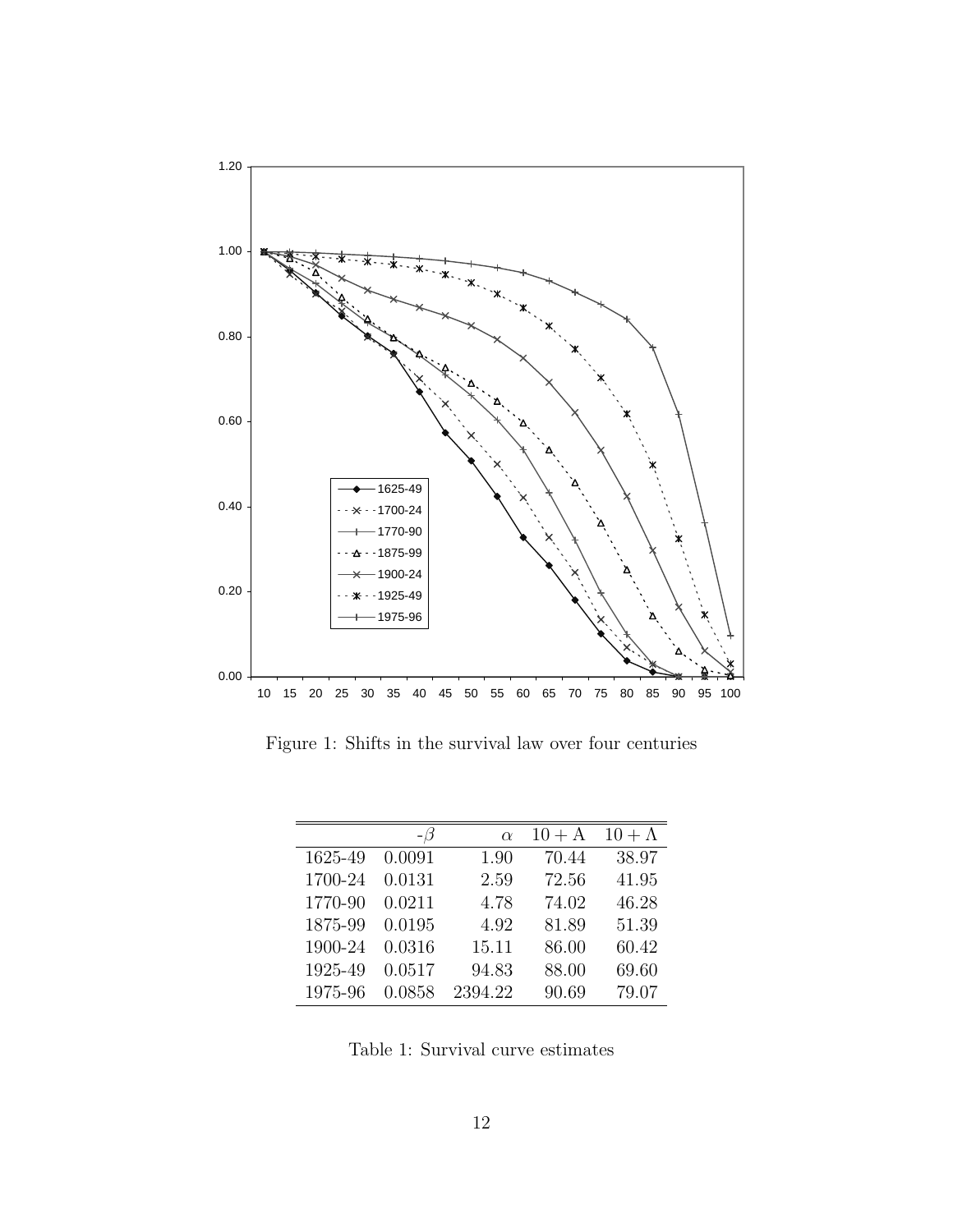1.20

1.00

0.80

0.60

0.40

0.20

0.00

10 15 20 25 30 35 40 45 50 55 60 65 70 75 80 85 90 95 100

1625-49
1700-24
1770-90
1875-99
1900-24
1925-49
1975-96

Figure 1: Shifts in the survival law over four centuries

| | $-\beta$ | $\alpha$ | $10 + \mathrm{A}$ | $10 + \Lambda$ |
|---|---|---|---|---|
| 1625-49 | 0.0091 | 1.90 | 70.44 | 38.97 |
| 1700-24 | 0.0131 | 2.59 | 72.56 | 41.95 |
| 1770-90 | 0.0211 | 4.78 | 74.02 | 46.28 |
| 1875-99 | 0.0195 | 4.92 | 81.89 | 51.39 |
| 1900-24 | 0.0316 | 15.11 | 86.00 | 60.42 |
| 1925-49 | 0.0517 | 94.83 | 88.00 | 69.60 |
| 1975-96 | 0.0858 | 2394.22 | 90.69 | 79.07 |

Table 1: Survival curve estimates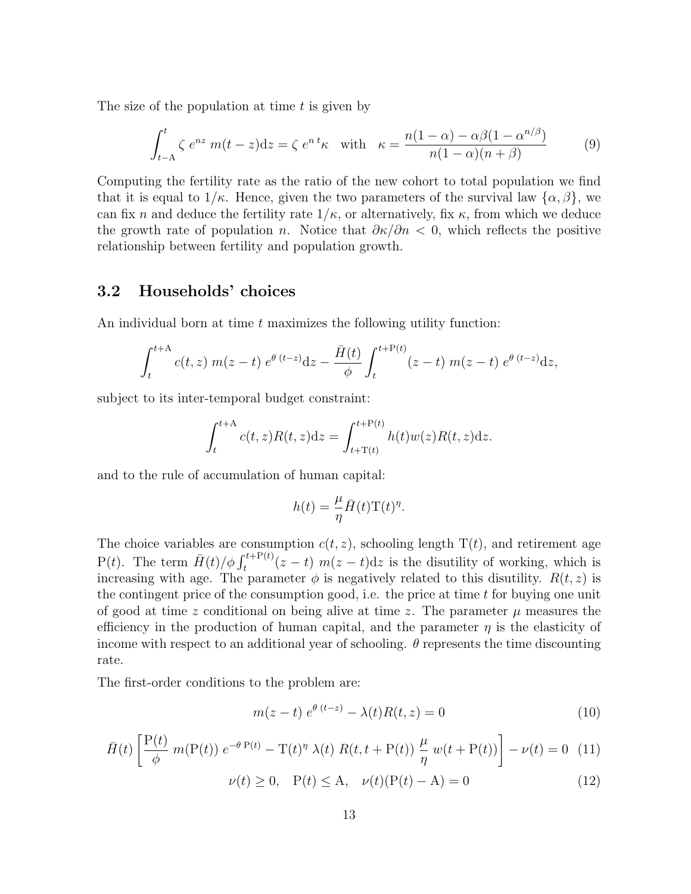The size of the population at time $t$ is given by

$$\int_{t-\mathrm{A}}^{t} \zeta \, e^{nz} \, m(t-z)\mathrm{d}z = \zeta \, e^{n\,t}\kappa \quad \text{with} \quad \kappa = \frac{n(1-\alpha) - \alpha\beta(1-\alpha^{n/\beta})}{n(1-\alpha)(n+\beta)} \tag{9}$$

Computing the fertility rate as the ratio of the new cohort to total population we find that it is equal to $1/\kappa$. Hence, given the two parameters of the survival law $\{\alpha, \beta\}$, we can fix $n$ and deduce the fertility rate $1/\kappa$, or alternatively, fix $\kappa$, from which we deduce the growth rate of population $n$. Notice that $\partial\kappa/\partial n < 0$, which reflects the positive relationship between fertility and population growth.

### 3.2 Households' choices

An individual born at time $t$ maximizes the following utility function:

$$\int_{t}^{t+\mathrm{A}} c(t,z) \; m(z-t) \; e^{\theta\,(t-z)}\mathrm{d}z - \frac{\bar{H}(t)}{\phi}\int_{t}^{t+\mathrm{P}(t)} (z-t) \; m(z-t) \; e^{\theta\,(t-z)}\mathrm{d}z,$$

subject to its inter-temporal budget constraint:

$$\int_{t}^{t+\mathrm{A}} c(t,z)R(t,z)\mathrm{d}z = \int_{t+\mathrm{T}(t)}^{t+\mathrm{P}(t)} h(t)w(z)R(t,z)\mathrm{d}z.$$

and to the rule of accumulation of human capital:

$$h(t) = \frac{\mu}{\eta}\bar{H}(t)\mathrm{T}(t)^{\eta}.$$

The choice variables are consumption $c(t,z)$, schooling length $\mathrm{T}(t)$, and retirement age $\mathrm{P}(t)$. The term $\bar{H}(t)/\phi \int_{t}^{t+\mathrm{P}(t)}(z-t) \; m(z-t)\mathrm{d}z$ is the disutility of working, which is increasing with age. The parameter $\phi$ is negatively related to this disutility. $R(t,z)$ is the contingent price of the consumption good, i.e. the price at time $t$ for buying one unit of good at time $z$ conditional on being alive at time $z$. The parameter $\mu$ measures the efficiency in the production of human capital, and the parameter $\eta$ is the elasticity of income with respect to an additional year of schooling. $\theta$ represents the time discounting rate.

The first-order conditions to the problem are:

$$m(z-t) \; e^{\theta\,(t-z)} - \lambda(t)R(t,z) = 0 \tag{10}$$

$$\bar{H}(t)\left[\frac{\mathrm{P}(t)}{\phi} \; m(\mathrm{P}(t)) \; e^{-\theta\,\mathrm{P}(t)} - \mathrm{T}(t)^{\eta} \; \lambda(t) \; R(t, t+\mathrm{P}(t)) \; \frac{\mu}{\eta} \; w(t+\mathrm{P}(t))\right] - \nu(t) = 0 \tag{11}$$

$$\nu(t) \geq 0, \quad \mathrm{P}(t) \leq \mathrm{A}, \quad \nu(t)(\mathrm{P}(t) - \mathrm{A}) = 0 \tag{12}$$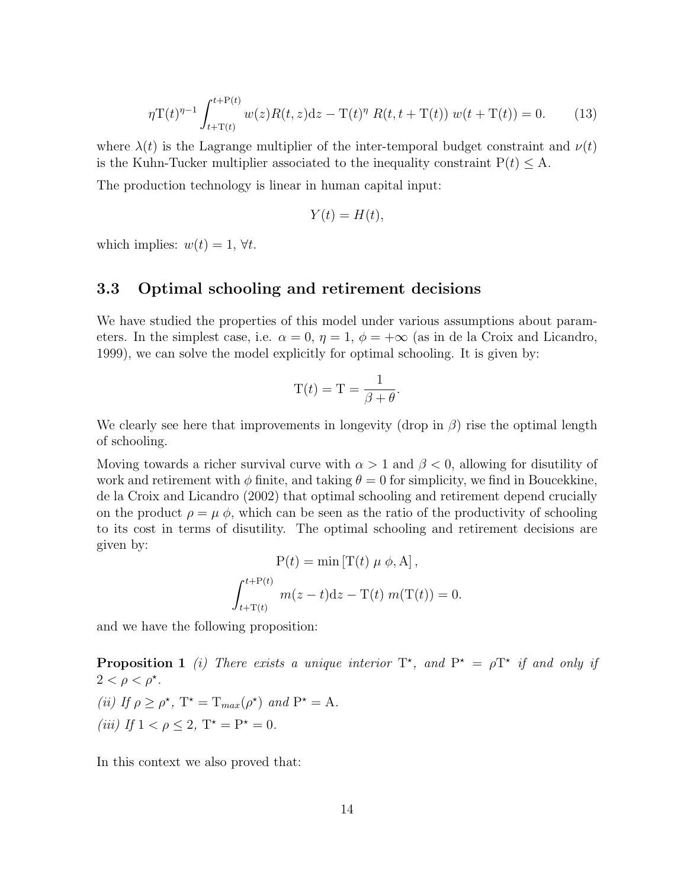$$\eta \mathrm{T}(t)^{\eta-1} \int_{t+\mathrm{T}(t)}^{t+\mathrm{P}(t)} w(z) R(t,z) \mathrm{d}z - \mathrm{T}(t)^{\eta} \, R(t, t+\mathrm{T}(t)) \, w(t+\mathrm{T}(t)) = 0. \tag{13}$$

where $\lambda(t)$ is the Lagrange multiplier of the inter-temporal budget constraint and $\nu(t)$ is the Kuhn-Tucker multiplier associated to the inequality constraint $\mathrm{P}(t) \leq \mathrm{A}$.

The production technology is linear in human capital input:

$$Y(t) = H(t),$$

which implies: $w(t) = 1$, $\forall t$.

### 3.3 Optimal schooling and retirement decisions

We have studied the properties of this model under various assumptions about parameters. In the simplest case, i.e. $\alpha = 0$, $\eta = 1$, $\phi = +\infty$ (as in de la Croix and Licandro, 1999), we can solve the model explicitly for optimal schooling. It is given by:

$$\mathrm{T}(t) = \mathrm{T} = \frac{1}{\beta + \theta}.$$

We clearly see here that improvements in longevity (drop in $\beta$) rise the optimal length of schooling.

Moving towards a richer survival curve with $\alpha > 1$ and $\beta < 0$, allowing for disutility of work and retirement with $\phi$ finite, and taking $\theta = 0$ for simplicity, we find in Boucekkine, de la Croix and Licandro (2002) that optimal schooling and retirement depend crucially on the product $\rho = \mu \, \phi$, which can be seen as the ratio of the productivity of schooling to its cost in terms of disutility. The optimal schooling and retirement decisions are given by:

$$\mathrm{P}(t) = \min\left[\mathrm{T}(t) \, \mu \, \phi, \mathrm{A}\right],$$

$$\int_{t+\mathrm{T}(t)}^{t+\mathrm{P}(t)} m(z-t) \mathrm{d}z - \mathrm{T}(t) \, m(\mathrm{T}(t)) = 0.$$

and we have the following proposition:

**Proposition 1** *(i) There exists a unique interior* $\mathrm{T}^{\star}$*, and* $\mathrm{P}^{\star} = \rho \mathrm{T}^{\star}$ *if and only if* $2 < \rho < \rho^{\star}$.

*(ii) If* $\rho \geq \rho^{\star}$*,* $\mathrm{T}^{\star} = \mathrm{T}_{max}(\rho^{\star})$ *and* $\mathrm{P}^{\star} = \mathrm{A}$.

*(iii) If* $1 < \rho \leq 2$*,* $\mathrm{T}^{\star} = \mathrm{P}^{\star} = 0$.

In this context we also proved that: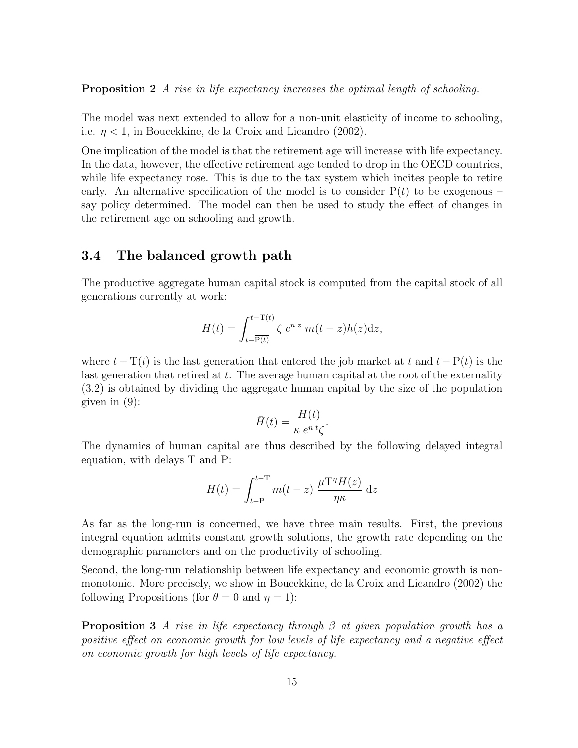**Proposition 2** *A rise in life expectancy increases the optimal length of schooling.*

The model was next extended to allow for a non-unit elasticity of income to schooling, i.e. $\eta < 1$, in Boucekkine, de la Croix and Licandro (2002).

One implication of the model is that the retirement age will increase with life expectancy. In the data, however, the effective retirement age tended to drop in the OECD countries, while life expectancy rose. This is due to the tax system which incites people to retire early. An alternative specification of the model is to consider $\mathrm{P}(t)$ to be exogenous – say policy determined. The model can then be used to study the effect of changes in the retirement age on schooling and growth.

### 3.4 The balanced growth path

The productive aggregate human capital stock is computed from the capital stock of all generations currently at work:

$$H(t) = \int_{t-\overline{\mathrm{P}(t)}}^{t-\overline{\mathrm{T}(t)}} \zeta \, e^{n\,z} \, m(t-z) h(z) \mathrm{d}z,$$

where $t - \overline{\mathrm{T}(t)}$ is the last generation that entered the job market at $t$ and $t - \overline{\mathrm{P}(t)}$ is the last generation that retired at $t$. The average human capital at the root of the externality (3.2) is obtained by dividing the aggregate human capital by the size of the population given in (9):

$$\bar{H}(t) = \frac{H(t)}{\kappa \, e^{n\,t} \zeta}.$$

The dynamics of human capital are thus described by the following delayed integral equation, with delays T and P:

$$H(t) = \int_{t-\mathrm{P}}^{t-\mathrm{T}} m(t-z) \, \frac{\mu \mathrm{T}^{\eta} H(z)}{\eta \kappa} \, \mathrm{d}z$$

As far as the long-run is concerned, we have three main results. First, the previous integral equation admits constant growth solutions, the growth rate depending on the demographic parameters and on the productivity of schooling.

Second, the long-run relationship between life expectancy and economic growth is non-monotonic. More precisely, we show in Boucekkine, de la Croix and Licandro (2002) the following Propositions (for $\theta = 0$ and $\eta = 1$):

**Proposition 3** *A rise in life expectancy through $\beta$ at given population growth has a positive effect on economic growth for low levels of life expectancy and a negative effect on economic growth for high levels of life expectancy.*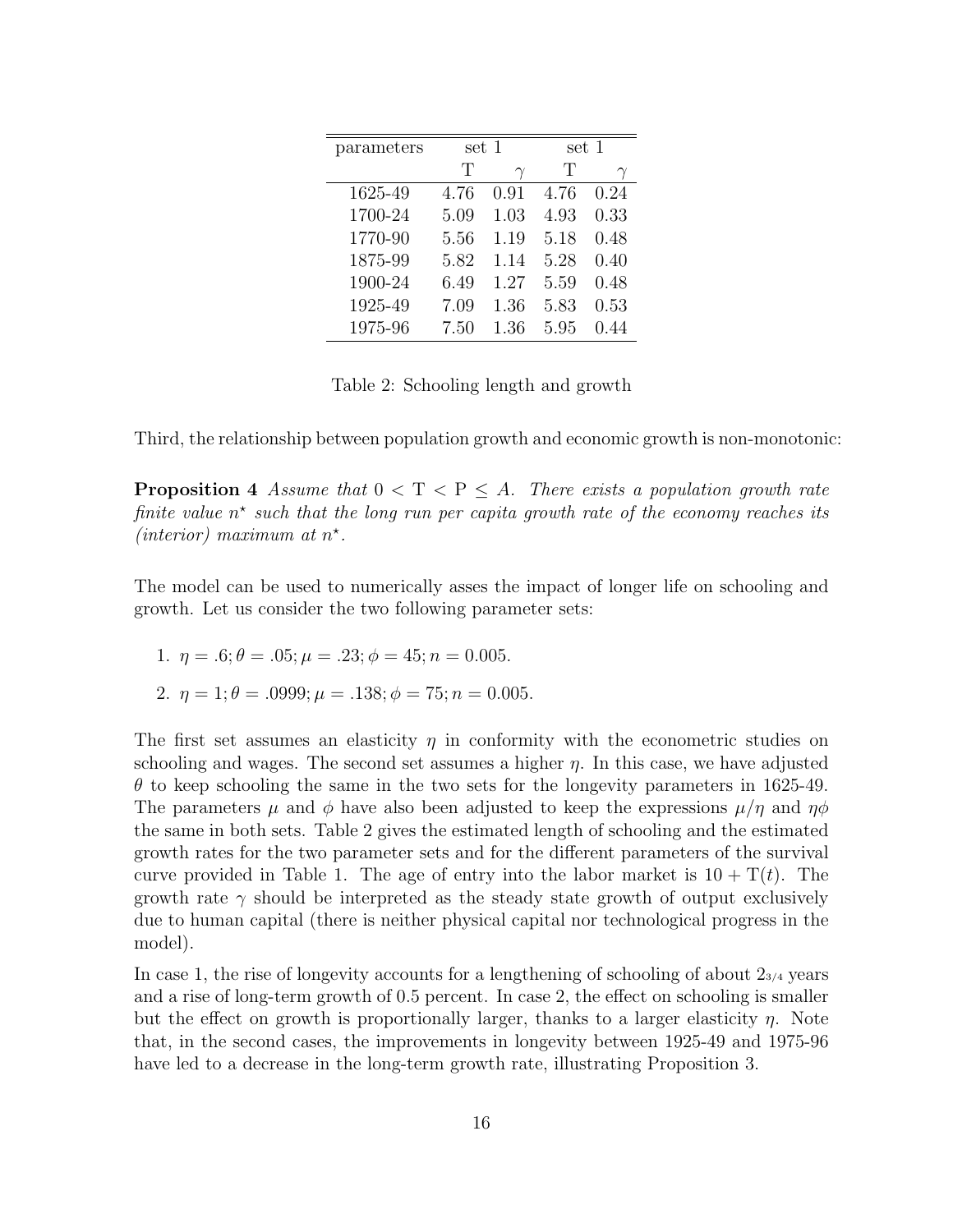| parameters | set 1 | | set 1 | |
|---|---|---|---|---|
| | T | $\gamma$ | T | $\gamma$ |
| 1625-49 | 4.76 | 0.91 | 4.76 | 0.24 |
| 1700-24 | 5.09 | 1.03 | 4.93 | 0.33 |
| 1770-90 | 5.56 | 1.19 | 5.18 | 0.48 |
| 1875-99 | 5.82 | 1.14 | 5.28 | 0.40 |
| 1900-24 | 6.49 | 1.27 | 5.59 | 0.48 |
| 1925-49 | 7.09 | 1.36 | 5.83 | 0.53 |
| 1975-96 | 7.50 | 1.36 | 5.95 | 0.44 |

Table 2: Schooling length and growth

Third, the relationship between population growth and economic growth is non-monotonic:

**Proposition 4** *Assume that $0 < \mathrm{T} < \mathrm{P} \leq A$. There exists a population growth rate finite value $n^\star$ such that the long run per capita growth rate of the economy reaches its (interior) maximum at $n^\star$.*

The model can be used to numerically asses the impact of longer life on schooling and growth. Let us consider the two following parameter sets:

1. $\eta = .6; \theta = .05; \mu = .23; \phi = 45; n = 0.005.$
2. $\eta = 1; \theta = .0999; \mu = .138; \phi = 75; n = 0.005.$

The first set assumes an elasticity $\eta$ in conformity with the econometric studies on schooling and wages. The second set assumes a higher $\eta$. In this case, we have adjusted $\theta$ to keep schooling the same in the two sets for the longevity parameters in 1625-49. The parameters $\mu$ and $\phi$ have also been adjusted to keep the expressions $\mu/\eta$ and $\eta\phi$ the same in both sets. Table 2 gives the estimated length of schooling and the estimated growth rates for the two parameter sets and for the different parameters of the survival curve provided in Table 1. The age of entry into the labor market is $10 + \mathrm{T}(t)$. The growth rate $\gamma$ should be interpreted as the steady state growth of output exclusively due to human capital (there is neither physical capital nor technological progress in the model).

In case 1, the rise of longevity accounts for a lengthening of schooling of about $2_{3/4}$ years and a rise of long-term growth of 0.5 percent. In case 2, the effect on schooling is smaller but the effect on growth is proportionally larger, thanks to a larger elasticity $\eta$. Note that, in the second cases, the improvements in longevity between 1925-49 and 1975-96 have led to a decrease in the long-term growth rate, illustrating Proposition 3.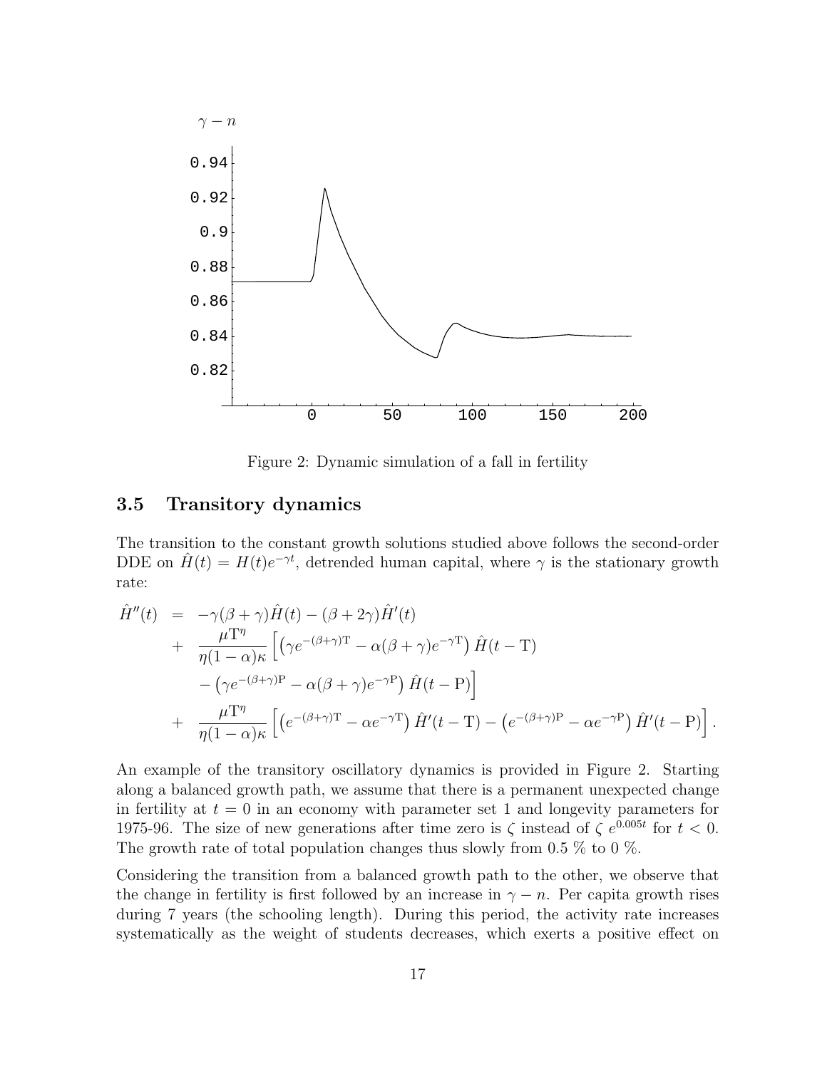$\gamma - n$

0.94

0.92

0.9

0.88

0.86

0.84

0.82

0

50

100

150

200

Figure 2: Dynamic simulation of a fall in fertility

### 3.5 Transitory dynamics

The transition to the constant growth solutions studied above follows the second-order DDE on $\hat{H}(t) = H(t)e^{-\gamma t}$, detrended human capital, where $\gamma$ is the stationary growth rate:

$$
\begin{aligned}
\hat{H}''(t) &= -\gamma(\beta+\gamma)\hat{H}(t) - (\beta+2\gamma)\hat{H}'(t) \\
&+ \frac{\mu \mathrm{T}^{\eta}}{\eta(1-\alpha)\kappa}\Big[\left(\gamma e^{-(\beta+\gamma)\mathrm{T}} - \alpha(\beta+\gamma)e^{-\gamma \mathrm{T}}\right)\hat{H}(t-\mathrm{T}) \\
&\quad - \left(\gamma e^{-(\beta+\gamma)\mathrm{P}} - \alpha(\beta+\gamma)e^{-\gamma \mathrm{P}}\right)\hat{H}(t-\mathrm{P})\Big] \\
&+ \frac{\mu \mathrm{T}^{\eta}}{\eta(1-\alpha)\kappa}\Big[\left(e^{-(\beta+\gamma)\mathrm{T}} - \alpha e^{-\gamma \mathrm{T}}\right)\hat{H}'(t-\mathrm{T}) - \left(e^{-(\beta+\gamma)\mathrm{P}} - \alpha e^{-\gamma \mathrm{P}}\right)\hat{H}'(t-\mathrm{P})\Big].
\end{aligned}
$$

An example of the transitory oscillatory dynamics is provided in Figure 2. Starting along a balanced growth path, we assume that there is a permanent unexpected change in fertility at $t = 0$ in an economy with parameter set 1 and longevity parameters for 1975-96. The size of new generations after time zero is $\zeta$ instead of $\zeta\ e^{0.005t}$ for $t < 0$. The growth rate of total population changes thus slowly from 0.5 % to 0 %.

Considering the transition from a balanced growth path to the other, we observe that the change in fertility is first followed by an increase in $\gamma - n$. Per capita growth rises during 7 years (the schooling length). During this period, the activity rate increases systematically as the weight of students decreases, which exerts a positive effect on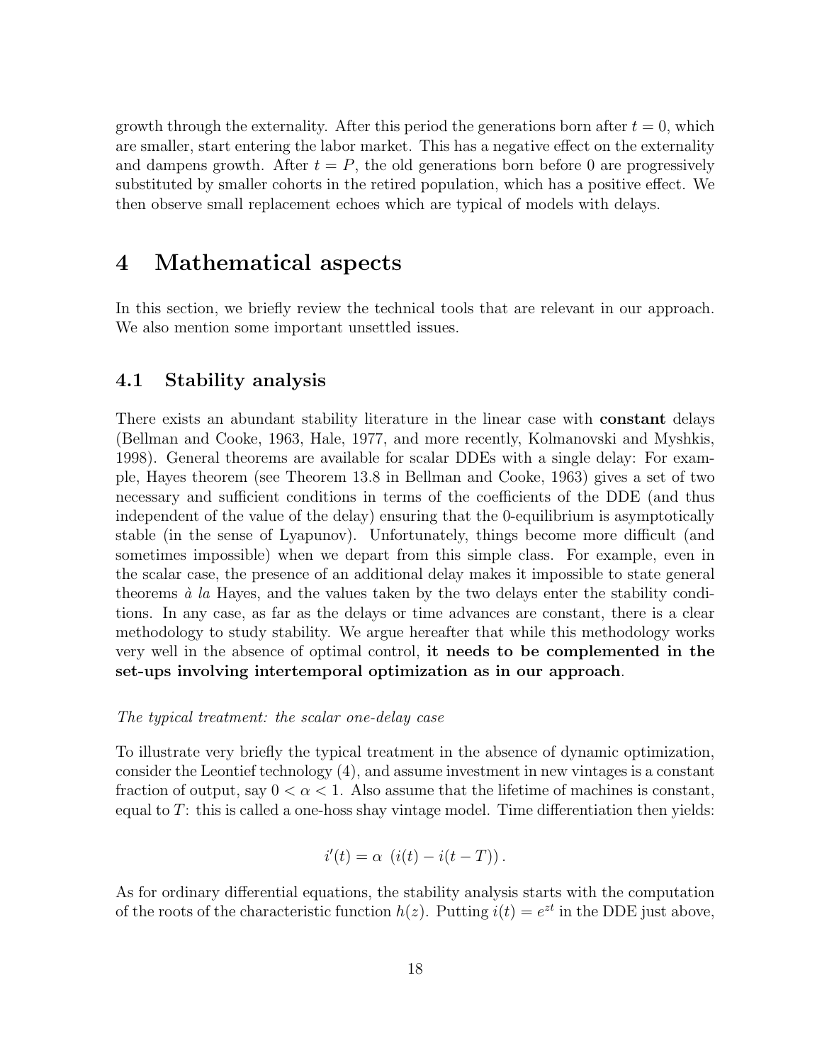growth through the externality. After this period the generations born after $t = 0$, which are smaller, start entering the labor market. This has a negative effect on the externality and dampens growth. After $t = P$, the old generations born before 0 are progressively substituted by smaller cohorts in the retired population, which has a positive effect. We then observe small replacement echoes which are typical of models with delays.

# 4 Mathematical aspects

In this section, we briefly review the technical tools that are relevant in our approach. We also mention some important unsettled issues.

## 4.1 Stability analysis

There exists an abundant stability literature in the linear case with **constant** delays (Bellman and Cooke, 1963, Hale, 1977, and more recently, Kolmanovski and Myshkis, 1998). General theorems are available for scalar DDEs with a single delay: For example, Hayes theorem (see Theorem 13.8 in Bellman and Cooke, 1963) gives a set of two necessary and sufficient conditions in terms of the coefficients of the DDE (and thus independent of the value of the delay) ensuring that the 0-equilibrium is asymptotically stable (in the sense of Lyapunov). Unfortunately, things become more difficult (and sometimes impossible) when we depart from this simple class. For example, even in the scalar case, the presence of an additional delay makes it impossible to state general theorems *à la* Hayes, and the values taken by the two delays enter the stability conditions. In any case, as far as the delays or time advances are constant, there is a clear methodology to study stability. We argue hereafter that while this methodology works very well in the absence of optimal control, **it needs to be complemented in the set-ups involving intertemporal optimization as in our approach**.

*The typical treatment: the scalar one-delay case*

To illustrate very briefly the typical treatment in the absence of dynamic optimization, consider the Leontief technology (4), and assume investment in new vintages is a constant fraction of output, say $0 < \alpha < 1$. Also assume that the lifetime of machines is constant, equal to $T$: this is called a one-hoss shay vintage model. Time differentiation then yields:

$$i'(t) = \alpha \ (i(t) - i(t - T)) .$$

As for ordinary differential equations, the stability analysis starts with the computation of the roots of the characteristic function $h(z)$. Putting $i(t) = e^{zt}$ in the DDE just above,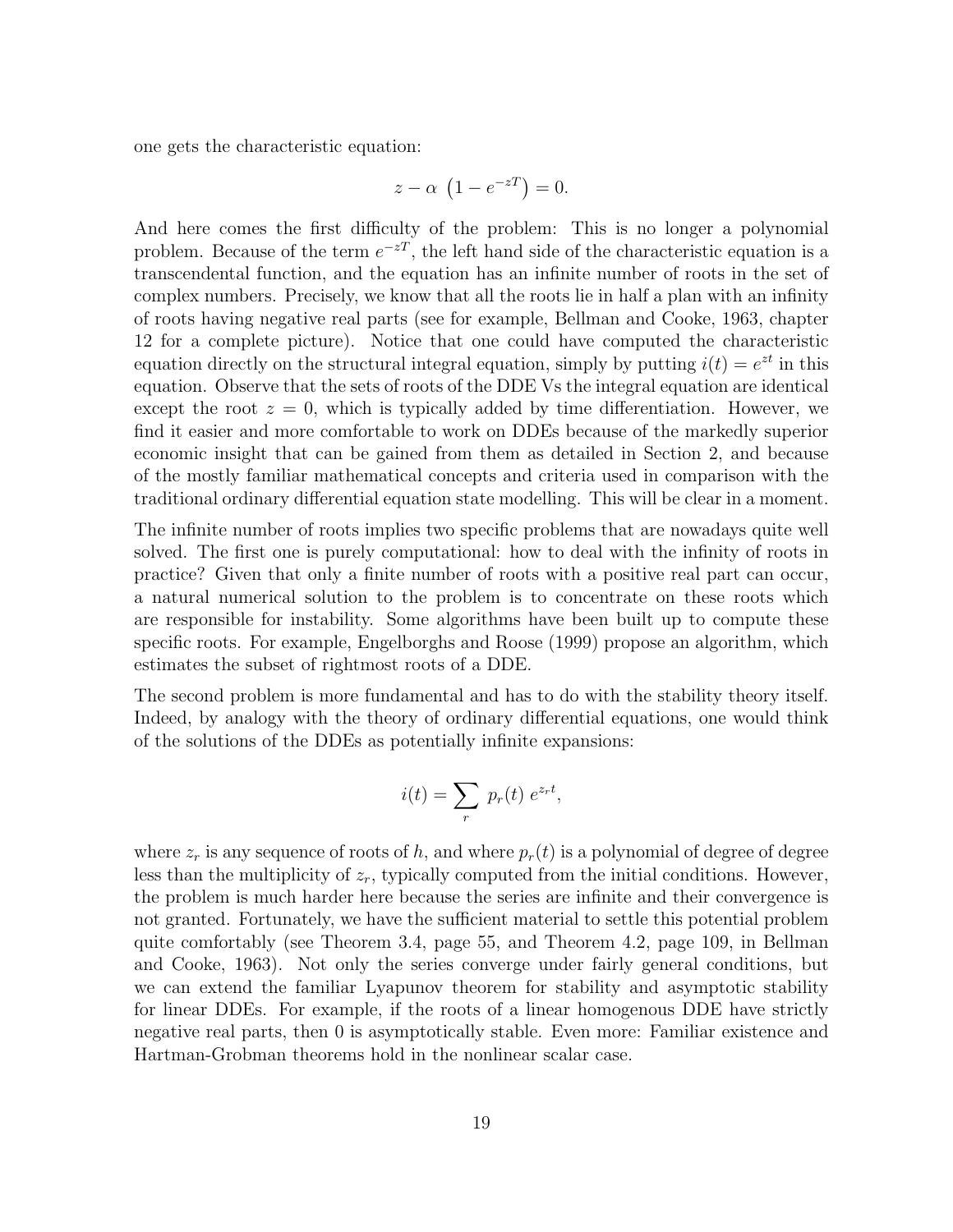one gets the characteristic equation:

$$z - \alpha \left(1 - e^{-zT}\right) = 0.$$

And here comes the first difficulty of the problem: This is no longer a polynomial problem. Because of the term $e^{-zT}$, the left hand side of the characteristic equation is a transcendental function, and the equation has an infinite number of roots in the set of complex numbers. Precisely, we know that all the roots lie in half a plan with an infinity of roots having negative real parts (see for example, Bellman and Cooke, 1963, chapter 12 for a complete picture). Notice that one could have computed the characteristic equation directly on the structural integral equation, simply by putting $i(t) = e^{zt}$ in this equation. Observe that the sets of roots of the DDE Vs the integral equation are identical except the root $z = 0$, which is typically added by time differentiation. However, we find it easier and more comfortable to work on DDEs because of the markedly superior economic insight that can be gained from them as detailed in Section 2, and because of the mostly familiar mathematical concepts and criteria used in comparison with the traditional ordinary differential equation state modelling. This will be clear in a moment.

The infinite number of roots implies two specific problems that are nowadays quite well solved. The first one is purely computational: how to deal with the infinity of roots in practice? Given that only a finite number of roots with a positive real part can occur, a natural numerical solution to the problem is to concentrate on these roots which are responsible for instability. Some algorithms have been built up to compute these specific roots. For example, Engelborghs and Roose (1999) propose an algorithm, which estimates the subset of rightmost roots of a DDE.

The second problem is more fundamental and has to do with the stability theory itself. Indeed, by analogy with the theory of ordinary differential equations, one would think of the solutions of the DDEs as potentially infinite expansions:

$$i(t) = \sum_{r} p_r(t)\, e^{z_r t},$$

where $z_r$ is any sequence of roots of $h$, and where $p_r(t)$ is a polynomial of degree of degree less than the multiplicity of $z_r$, typically computed from the initial conditions. However, the problem is much harder here because the series are infinite and their convergence is not granted. Fortunately, we have the sufficient material to settle this potential problem quite comfortably (see Theorem 3.4, page 55, and Theorem 4.2, page 109, in Bellman and Cooke, 1963). Not only the series converge under fairly general conditions, but we can extend the familiar Lyapunov theorem for stability and asymptotic stability for linear DDEs. For example, if the roots of a linear homogenous DDE have strictly negative real parts, then 0 is asymptotically stable. Even more: Familiar existence and Hartman-Grobman theorems hold in the nonlinear scalar case.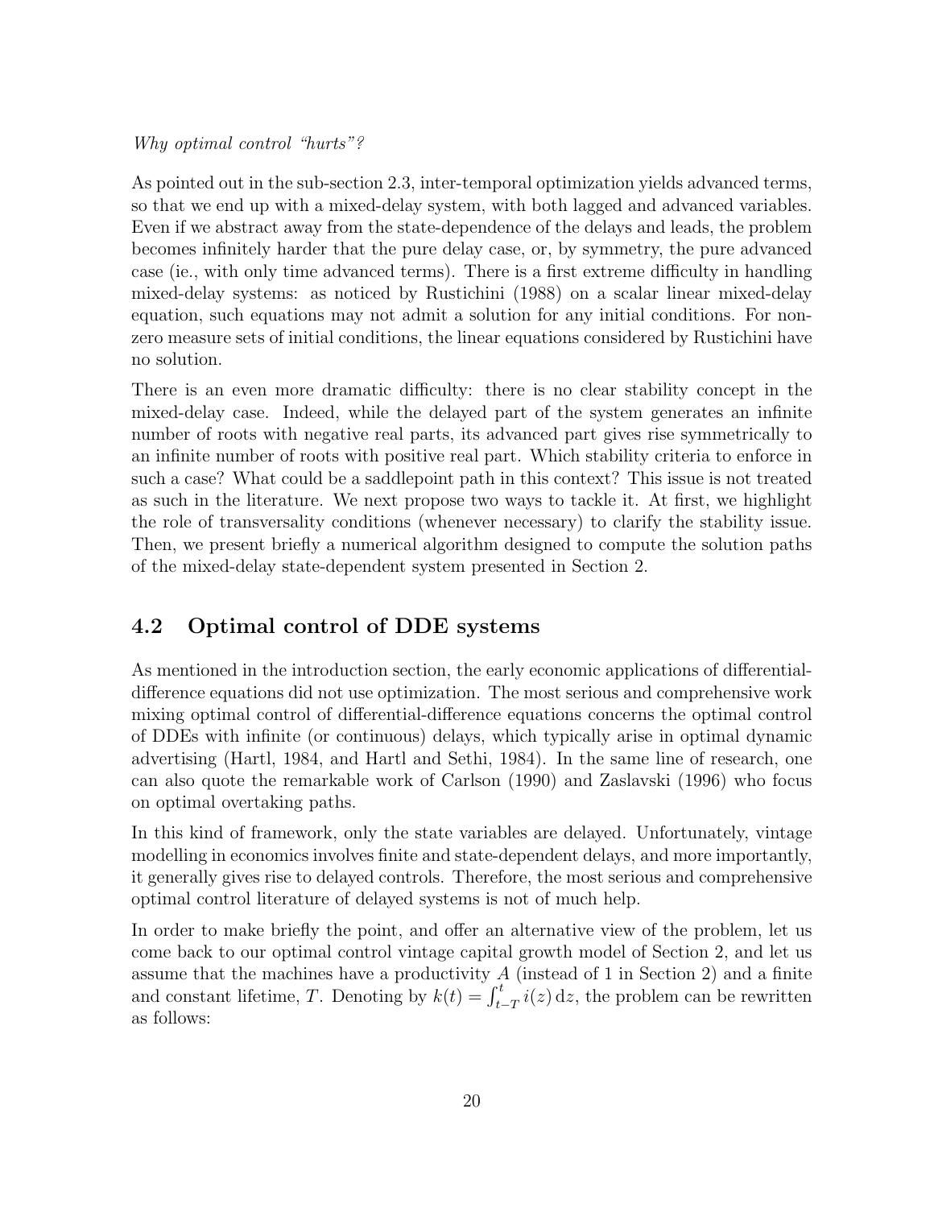*Why optimal control "hurts"?*

As pointed out in the sub-section 2.3, inter-temporal optimization yields advanced terms, so that we end up with a mixed-delay system, with both lagged and advanced variables. Even if we abstract away from the state-dependence of the delays and leads, the problem becomes infinitely harder that the pure delay case, or, by symmetry, the pure advanced case (ie., with only time advanced terms). There is a first extreme difficulty in handling mixed-delay systems: as noticed by Rustichini (1988) on a scalar linear mixed-delay equation, such equations may not admit a solution for any initial conditions. For non-zero measure sets of initial conditions, the linear equations considered by Rustichini have no solution.

There is an even more dramatic difficulty: there is no clear stability concept in the mixed-delay case. Indeed, while the delayed part of the system generates an infinite number of roots with negative real parts, its advanced part gives rise symmetrically to an infinite number of roots with positive real part. Which stability criteria to enforce in such a case? What could be a saddlepoint path in this context? This issue is not treated as such in the literature. We next propose two ways to tackle it. At first, we highlight the role of transversality conditions (whenever necessary) to clarify the stability issue. Then, we present briefly a numerical algorithm designed to compute the solution paths of the mixed-delay state-dependent system presented in Section 2.

## 4.2 Optimal control of DDE systems

As mentioned in the introduction section, the early economic applications of differential-difference equations did not use optimization. The most serious and comprehensive work mixing optimal control of differential-difference equations concerns the optimal control of DDEs with infinite (or continuous) delays, which typically arise in optimal dynamic advertising (Hartl, 1984, and Hartl and Sethi, 1984). In the same line of research, one can also quote the remarkable work of Carlson (1990) and Zaslavski (1996) who focus on optimal overtaking paths.

In this kind of framework, only the state variables are delayed. Unfortunately, vintage modelling in economics involves finite and state-dependent delays, and more importantly, it generally gives rise to delayed controls. Therefore, the most serious and comprehensive optimal control literature of delayed systems is not of much help.

In order to make briefly the point, and offer an alternative view of the problem, let us come back to our optimal control vintage capital growth model of Section 2, and let us assume that the machines have a productivity $A$ (instead of 1 in Section 2) and a finite and constant lifetime, $T$. Denoting by $k(t) = \int_{t-T}^{t} i(z)\,\mathrm{d}z$, the problem can be rewritten as follows: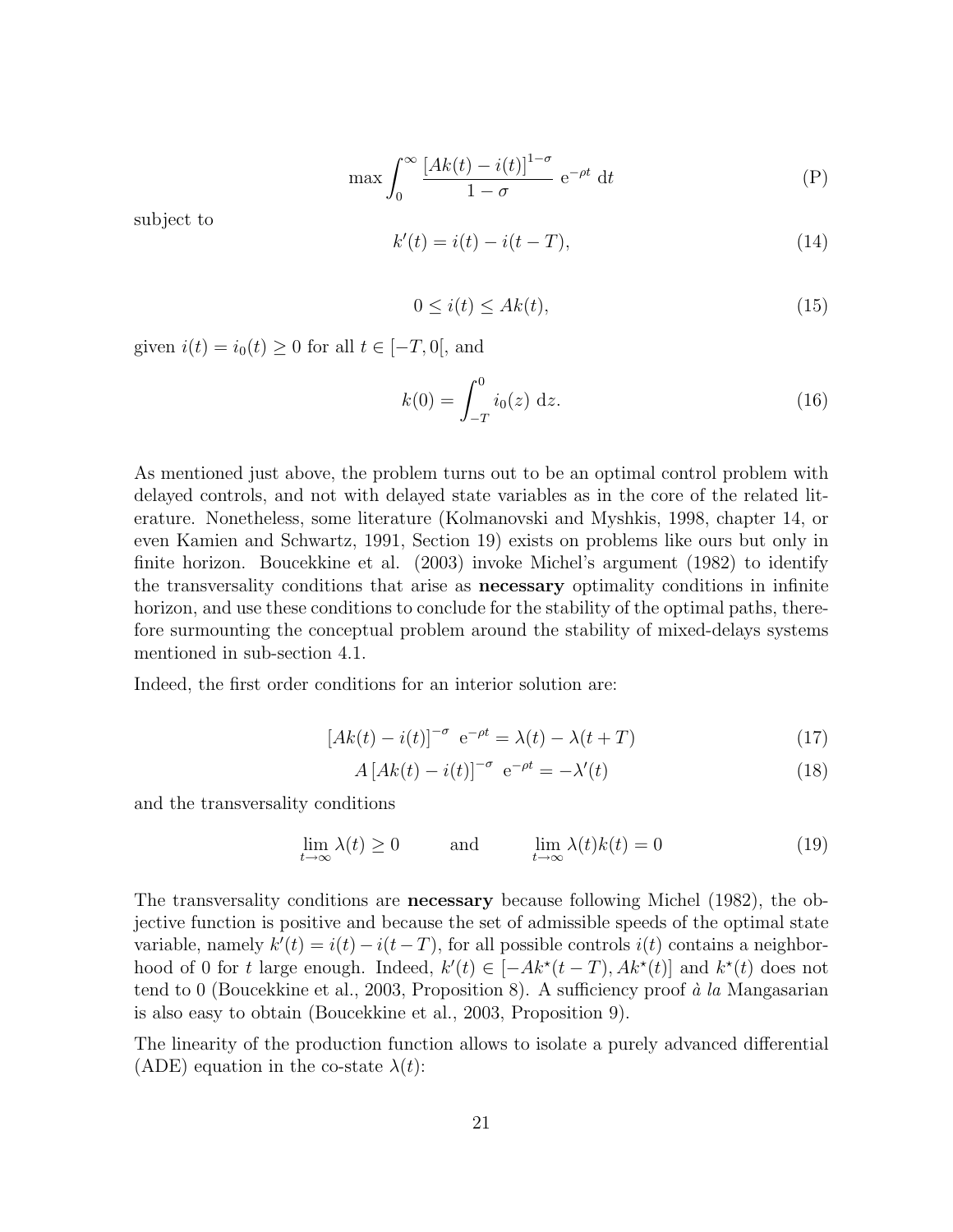$$\max \int_0^\infty \frac{[Ak(t) - i(t)]^{1-\sigma}}{1-\sigma} \ \mathrm{e}^{-\rho t} \ \mathrm{d}t \tag{P}$$

subject to

$$k'(t) = i(t) - i(t-T), \tag{14}$$

$$0 \le i(t) \le Ak(t), \tag{15}$$

given $i(t) = i_0(t) \ge 0$ for all $t \in [-T, 0[$, and

$$k(0) = \int_{-T}^{0} i_0(z) \ \mathrm{d}z. \tag{16}$$

As mentioned just above, the problem turns out to be an optimal control problem with delayed controls, and not with delayed state variables as in the core of the related literature. Nonetheless, some literature (Kolmanovski and Myshkis, 1998, chapter 14, or even Kamien and Schwartz, 1991, Section 19) exists on problems like ours but only in finite horizon. Boucekkine et al. (2003) invoke Michel's argument (1982) to identify the transversality conditions that arise as **necessary** optimality conditions in infinite horizon, and use these conditions to conclude for the stability of the optimal paths, therefore surmounting the conceptual problem around the stability of mixed-delays systems mentioned in sub-section 4.1.

Indeed, the first order conditions for an interior solution are:

$$[Ak(t) - i(t)]^{-\sigma} \ \mathrm{e}^{-\rho t} = \lambda(t) - \lambda(t+T) \tag{17}$$

$$A\,[Ak(t) - i(t)]^{-\sigma} \ \mathrm{e}^{-\rho t} = -\lambda'(t) \tag{18}$$

and the transversality conditions

$$\lim_{t\to\infty} \lambda(t) \ge 0 \qquad \text{and} \qquad \lim_{t\to\infty} \lambda(t)k(t) = 0 \tag{19}$$

The transversality conditions are **necessary** because following Michel (1982), the objective function is positive and because the set of admissible speeds of the optimal state variable, namely $k'(t) = i(t) - i(t-T)$, for all possible controls $i(t)$ contains a neighborhood of 0 for $t$ large enough. Indeed, $k'(t) \in [-Ak^\star(t-T), Ak^\star(t)]$ and $k^\star(t)$ does not tend to 0 (Boucekkine et al., 2003, Proposition 8). A sufficiency proof *à la* Mangasarian is also easy to obtain (Boucekkine et al., 2003, Proposition 9).

The linearity of the production function allows to isolate a purely advanced differential (ADE) equation in the co-state $\lambda(t)$: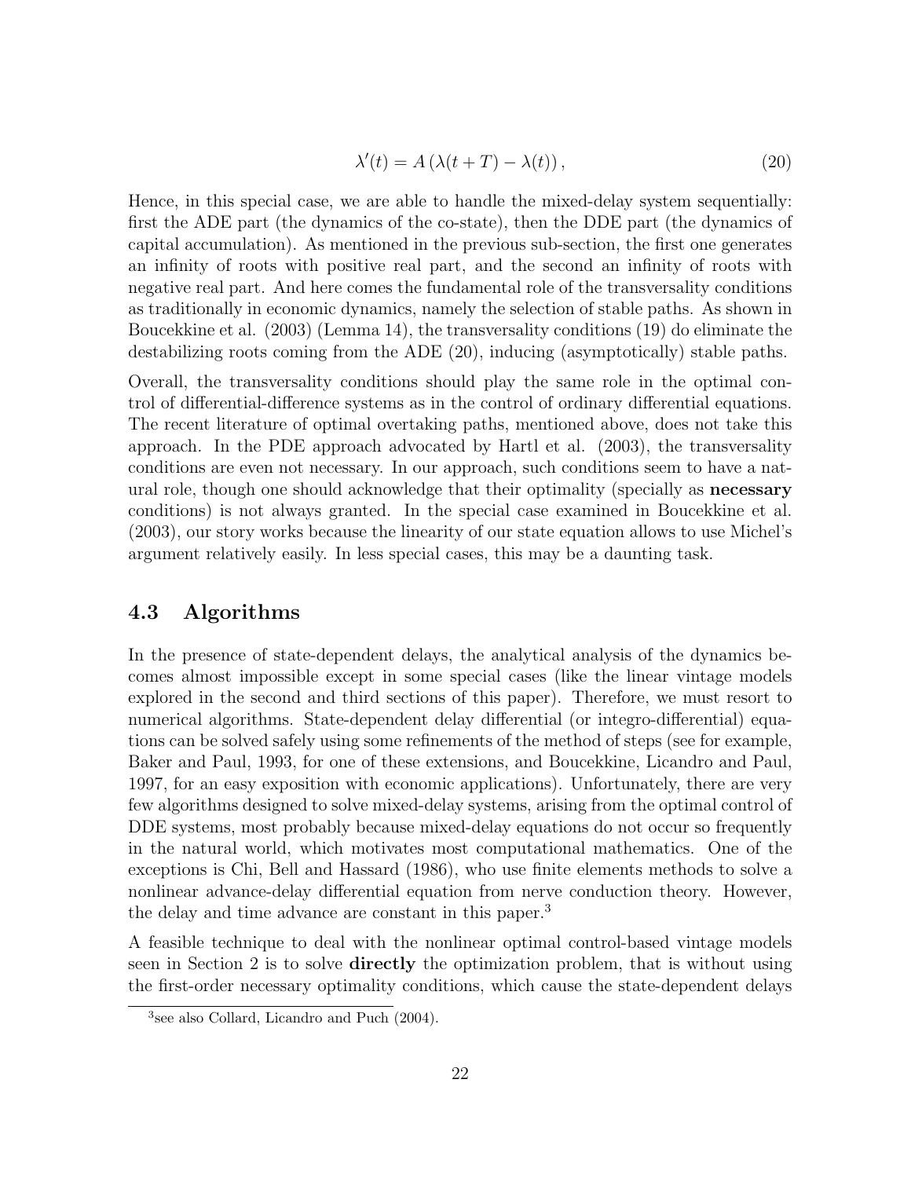$$\lambda'(t) = A\left(\lambda(t+T) - \lambda(t)\right), \tag{20}$$

Hence, in this special case, we are able to handle the mixed-delay system sequentially: first the ADE part (the dynamics of the co-state), then the DDE part (the dynamics of capital accumulation). As mentioned in the previous sub-section, the first one generates an infinity of roots with positive real part, and the second an infinity of roots with negative real part. And here comes the fundamental role of the transversality conditions as traditionally in economic dynamics, namely the selection of stable paths. As shown in Boucekkine et al. (2003) (Lemma 14), the transversality conditions (19) do eliminate the destabilizing roots coming from the ADE (20), inducing (asymptotically) stable paths.

Overall, the transversality conditions should play the same role in the optimal control of differential-difference systems as in the control of ordinary differential equations. The recent literature of optimal overtaking paths, mentioned above, does not take this approach. In the PDE approach advocated by Hartl et al. (2003), the transversality conditions are even not necessary. In our approach, such conditions seem to have a natural role, though one should acknowledge that their optimality (specially as **necessary** conditions) is not always granted. In the special case examined in Boucekkine et al. (2003), our story works because the linearity of our state equation allows to use Michel's argument relatively easily. In less special cases, this may be a daunting task.

### 4.3 Algorithms

In the presence of state-dependent delays, the analytical analysis of the dynamics becomes almost impossible except in some special cases (like the linear vintage models explored in the second and third sections of this paper). Therefore, we must resort to numerical algorithms. State-dependent delay differential (or integro-differential) equations can be solved safely using some refinements of the method of steps (see for example, Baker and Paul, 1993, for one of these extensions, and Boucekkine, Licandro and Paul, 1997, for an easy exposition with economic applications). Unfortunately, there are very few algorithms designed to solve mixed-delay systems, arising from the optimal control of DDE systems, most probably because mixed-delay equations do not occur so frequently in the natural world, which motivates most computational mathematics. One of the exceptions is Chi, Bell and Hassard (1986), who use finite elements methods to solve a nonlinear advance-delay differential equation from nerve conduction theory. However, the delay and time advance are constant in this paper.[3]

A feasible technique to deal with the nonlinear optimal control-based vintage models seen in Section 2 is to solve **directly** the optimization problem, that is without using the first-order necessary optimality conditions, which cause the state-dependent delays

[3] see also Collard, Licandro and Puch (2004).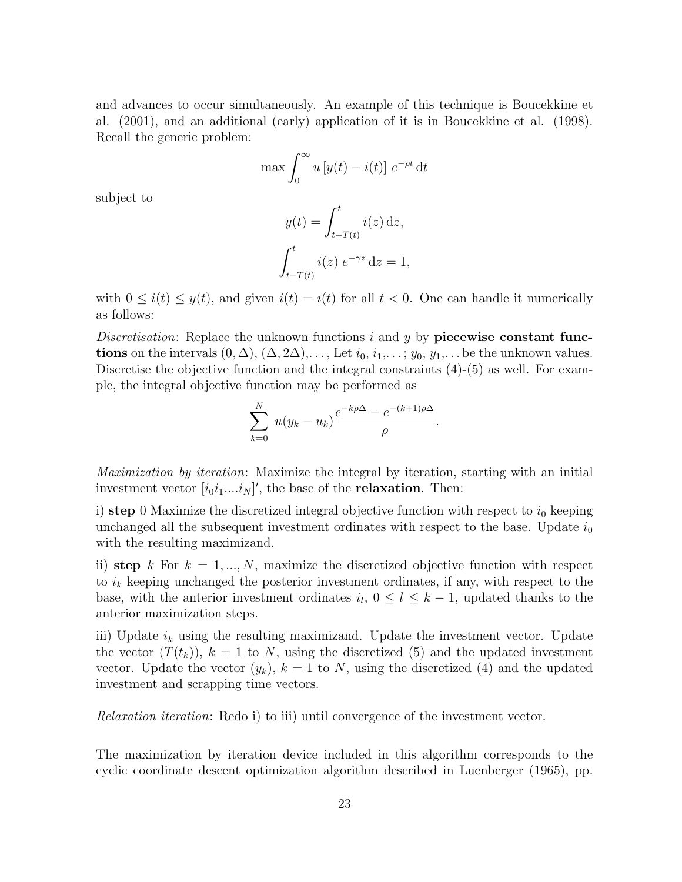and advances to occur simultaneously. An example of this technique is Boucekkine et al. (2001), and an additional (early) application of it is in Boucekkine et al. (1998). Recall the generic problem:

$$\max \int_0^\infty u\left[y(t) - i(t)\right]\, e^{-\rho t}\, \mathrm{d}t$$

subject to

$$y(t) = \int_{t-T(t)}^{t} i(z)\, \mathrm{d}z,$$

$$\int_{t-T(t)}^{t} i(z)\, e^{-\gamma z}\, \mathrm{d}z = 1,$$

with $0 \leq i(t) \leq y(t)$, and given $i(t) = \imath(t)$ for all $t < 0$. One can handle it numerically as follows:

*Discretisation*: Replace the unknown functions $i$ and $y$ by **piecewise constant functions** on the intervals $(0, \Delta)$, $(\Delta, 2\Delta)$,..., Let $i_0$, $i_1$,...; $y_0$, $y_1$,... be the unknown values. Discretise the objective function and the integral constraints (4)-(5) as well. For example, the integral objective function may be performed as

$$\sum_{k=0}^{N} u(y_k - u_k) \frac{e^{-k\rho\Delta} - e^{-(k+1)\rho\Delta}}{\rho}.$$

*Maximization by iteration*: Maximize the integral by iteration, starting with an initial investment vector $[i_0 i_1 .... i_N]'$, the base of the **relaxation**. Then:

i) **step** 0 Maximize the discretized integral objective function with respect to $i_0$ keeping unchanged all the subsequent investment ordinates with respect to the base. Update $i_0$ with the resulting maximizand.

ii) **step** $k$ For $k = 1, ..., N$, maximize the discretized objective function with respect to $i_k$ keeping unchanged the posterior investment ordinates, if any, with respect to the base, with the anterior investment ordinates $i_l$, $0 \leq l \leq k-1$, updated thanks to the anterior maximization steps.

iii) Update $i_k$ using the resulting maximizand. Update the investment vector. Update the vector $(T(t_k))$, $k = 1$ to $N$, using the discretized (5) and the updated investment vector. Update the vector $(y_k)$, $k = 1$ to $N$, using the discretized (4) and the updated investment and scrapping time vectors.

*Relaxation iteration*: Redo i) to iii) until convergence of the investment vector.

The maximization by iteration device included in this algorithm corresponds to the cyclic coordinate descent optimization algorithm described in Luenberger (1965), pp.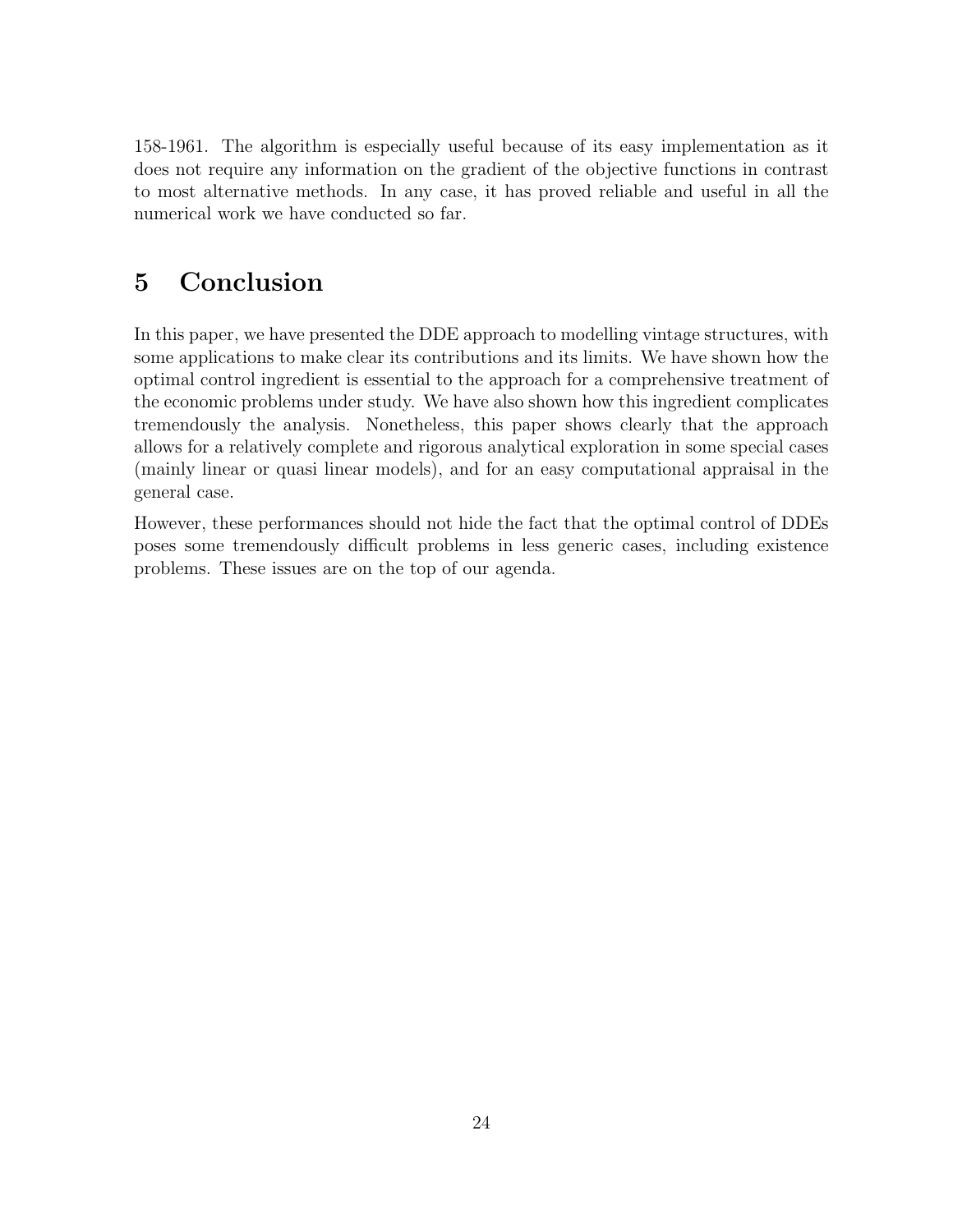158-1961. The algorithm is especially useful because of its easy implementation as it does not require any information on the gradient of the objective functions in contrast to most alternative methods. In any case, it has proved reliable and useful in all the numerical work we have conducted so far.

## 5 Conclusion

In this paper, we have presented the DDE approach to modelling vintage structures, with some applications to make clear its contributions and its limits. We have shown how the optimal control ingredient is essential to the approach for a comprehensive treatment of the economic problems under study. We have also shown how this ingredient complicates tremendously the analysis. Nonetheless, this paper shows clearly that the approach allows for a relatively complete and rigorous analytical exploration in some special cases (mainly linear or quasi linear models), and for an easy computational appraisal in the general case.

However, these performances should not hide the fact that the optimal control of DDEs poses some tremendously difficult problems in less generic cases, including existence problems. These issues are on the top of our agenda.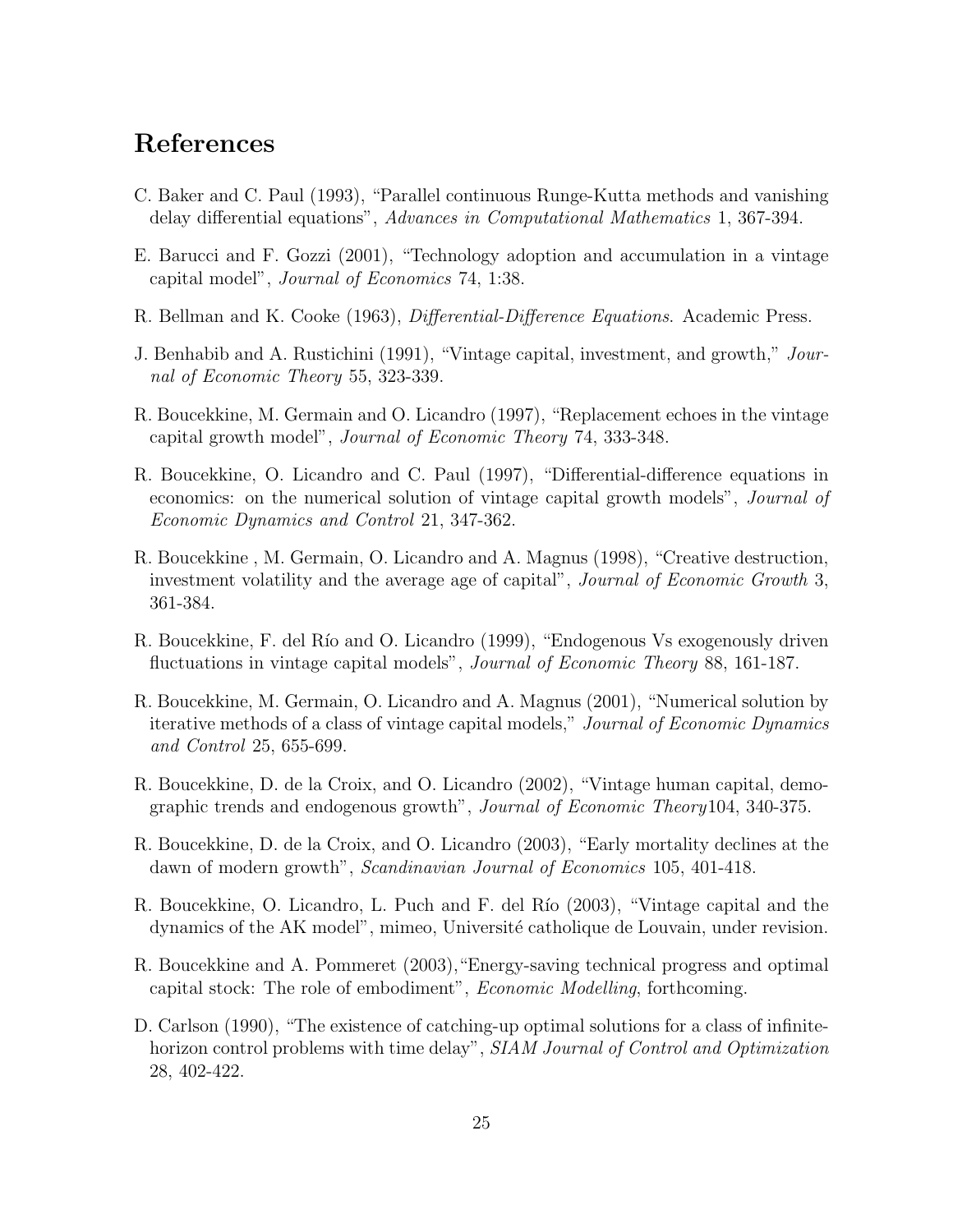# References

C. Baker and C. Paul (1993), "Parallel continuous Runge-Kutta methods and vanishing delay differential equations", *Advances in Computational Mathematics* 1, 367-394.

E. Barucci and F. Gozzi (2001), "Technology adoption and accumulation in a vintage capital model", *Journal of Economics* 74, 1:38.

R. Bellman and K. Cooke (1963), *Differential-Difference Equations*. Academic Press.

J. Benhabib and A. Rustichini (1991), "Vintage capital, investment, and growth," *Journal of Economic Theory* 55, 323-339.

R. Boucekkine, M. Germain and O. Licandro (1997), "Replacement echoes in the vintage capital growth model", *Journal of Economic Theory* 74, 333-348.

R. Boucekkine, O. Licandro and C. Paul (1997), "Differential-difference equations in economics: on the numerical solution of vintage capital growth models", *Journal of Economic Dynamics and Control* 21, 347-362.

R. Boucekkine , M. Germain, O. Licandro and A. Magnus (1998), "Creative destruction, investment volatility and the average age of capital", *Journal of Economic Growth* 3, 361-384.

R. Boucekkine, F. del Río and O. Licandro (1999), "Endogenous Vs exogenously driven fluctuations in vintage capital models", *Journal of Economic Theory* 88, 161-187.

R. Boucekkine, M. Germain, O. Licandro and A. Magnus (2001), "Numerical solution by iterative methods of a class of vintage capital models," *Journal of Economic Dynamics and Control* 25, 655-699.

R. Boucekkine, D. de la Croix, and O. Licandro (2002), "Vintage human capital, demographic trends and endogenous growth", *Journal of Economic Theory*104, 340-375.

R. Boucekkine, D. de la Croix, and O. Licandro (2003), "Early mortality declines at the dawn of modern growth", *Scandinavian Journal of Economics* 105, 401-418.

R. Boucekkine, O. Licandro, L. Puch and F. del Río (2003), "Vintage capital and the dynamics of the AK model", mimeo, Université catholique de Louvain, under revision.

R. Boucekkine and A. Pommeret (2003),"Energy-saving technical progress and optimal capital stock: The role of embodiment", *Economic Modelling*, forthcoming.

D. Carlson (1990), "The existence of catching-up optimal solutions for a class of infinite-horizon control problems with time delay", *SIAM Journal of Control and Optimization* 28, 402-422.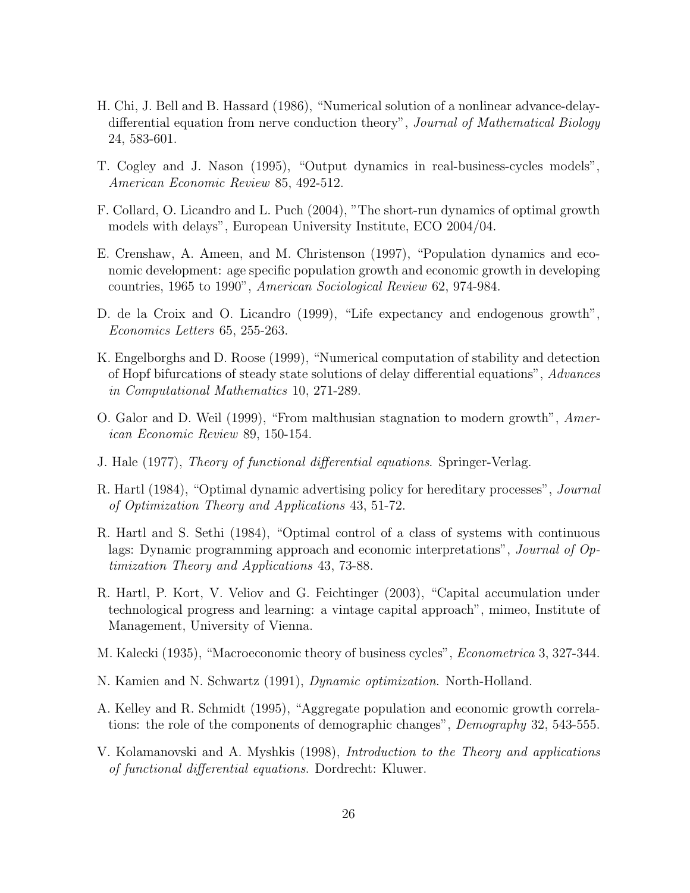H. Chi, J. Bell and B. Hassard (1986), "Numerical solution of a nonlinear advance-delay-differential equation from nerve conduction theory", *Journal of Mathematical Biology* 24, 583-601.

T. Cogley and J. Nason (1995), "Output dynamics in real-business-cycles models", *American Economic Review* 85, 492-512.

F. Collard, O. Licandro and L. Puch (2004), "The short-run dynamics of optimal growth models with delays", European University Institute, ECO 2004/04.

E. Crenshaw, A. Ameen, and M. Christenson (1997), "Population dynamics and economic development: age specific population growth and economic growth in developing countries, 1965 to 1990", *American Sociological Review* 62, 974-984.

D. de la Croix and O. Licandro (1999), "Life expectancy and endogenous growth", *Economics Letters* 65, 255-263.

K. Engelborghs and D. Roose (1999), "Numerical computation of stability and detection of Hopf bifurcations of steady state solutions of delay differential equations", *Advances in Computational Mathematics* 10, 271-289.

O. Galor and D. Weil (1999), "From malthusian stagnation to modern growth", *American Economic Review* 89, 150-154.

J. Hale (1977), *Theory of functional differential equations*. Springer-Verlag.

R. Hartl (1984), "Optimal dynamic advertising policy for hereditary processes", *Journal of Optimization Theory and Applications* 43, 51-72.

R. Hartl and S. Sethi (1984), "Optimal control of a class of systems with continuous lags: Dynamic programming approach and economic interpretations", *Journal of Optimization Theory and Applications* 43, 73-88.

R. Hartl, P. Kort, V. Veliov and G. Feichtinger (2003), "Capital accumulation under technological progress and learning: a vintage capital approach", mimeo, Institute of Management, University of Vienna.

M. Kalecki (1935), "Macroeconomic theory of business cycles", *Econometrica* 3, 327-344.

N. Kamien and N. Schwartz (1991), *Dynamic optimization*. North-Holland.

A. Kelley and R. Schmidt (1995), "Aggregate population and economic growth correlations: the role of the components of demographic changes", *Demography* 32, 543-555.

V. Kolamanovski and A. Myshkis (1998), *Introduction to the Theory and applications of functional differential equations*. Dordrecht: Kluwer.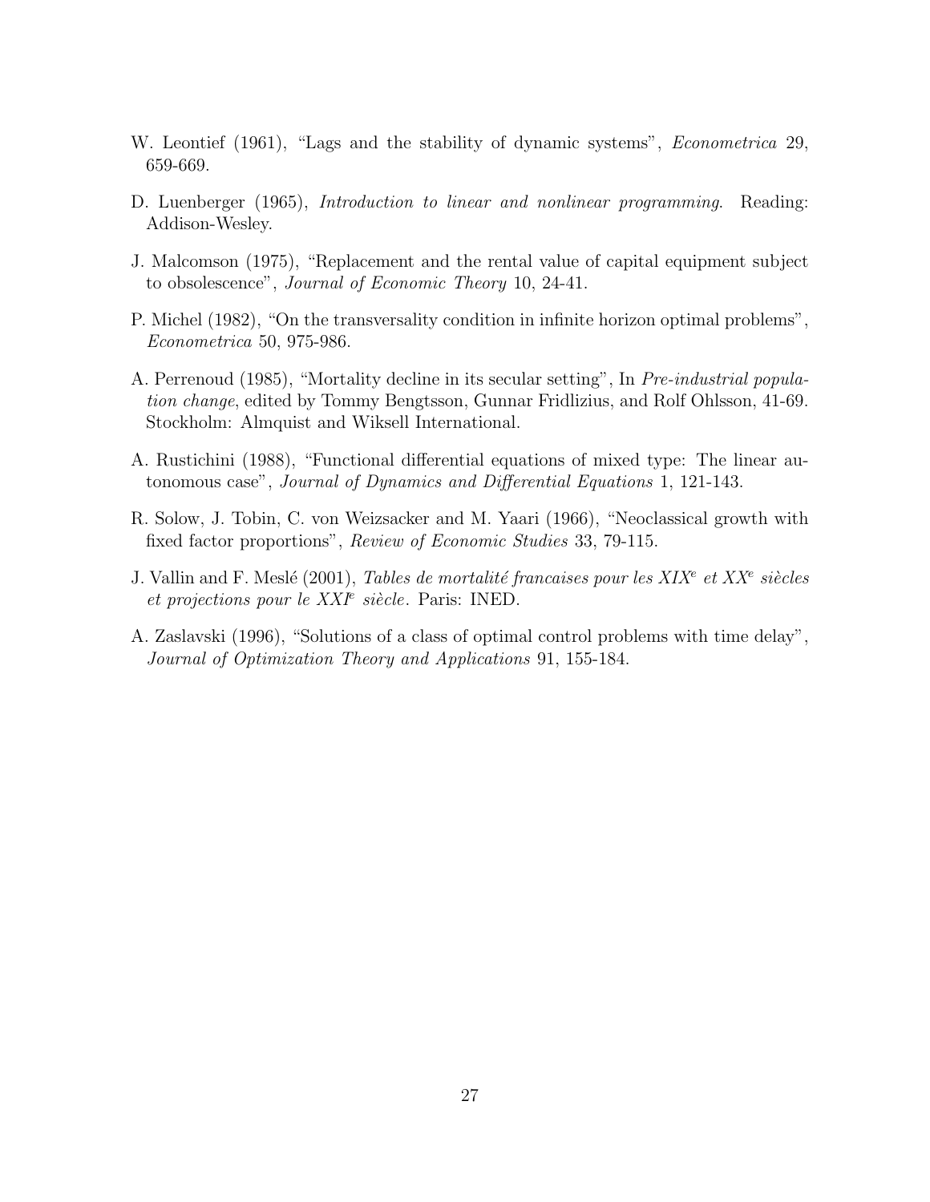W. Leontief (1961), "Lags and the stability of dynamic systems", *Econometrica* 29, 659-669.

D. Luenberger (1965), *Introduction to linear and nonlinear programming*. Reading: Addison-Wesley.

J. Malcomson (1975), "Replacement and the rental value of capital equipment subject to obsolescence", *Journal of Economic Theory* 10, 24-41.

P. Michel (1982), "On the transversality condition in infinite horizon optimal problems", *Econometrica* 50, 975-986.

A. Perrenoud (1985), "Mortality decline in its secular setting", In *Pre-industrial population change*, edited by Tommy Bengtsson, Gunnar Fridlizius, and Rolf Ohlsson, 41-69. Stockholm: Almquist and Wiksell International.

A. Rustichini (1988), "Functional differential equations of mixed type: The linear autonomous case", *Journal of Dynamics and Differential Equations* 1, 121-143.

R. Solow, J. Tobin, C. von Weizsacker and M. Yaari (1966), "Neoclassical growth with fixed factor proportions", *Review of Economic Studies* 33, 79-115.

J. Vallin and F. Meslé (2001), *Tables de mortalité francaises pour les XIX^e et XX^e siècles et projections pour le XXI^e siècle*. Paris: INED.

A. Zaslavski (1996), "Solutions of a class of optimal control problems with time delay", *Journal of Optimization Theory and Applications* 91, 155-184.